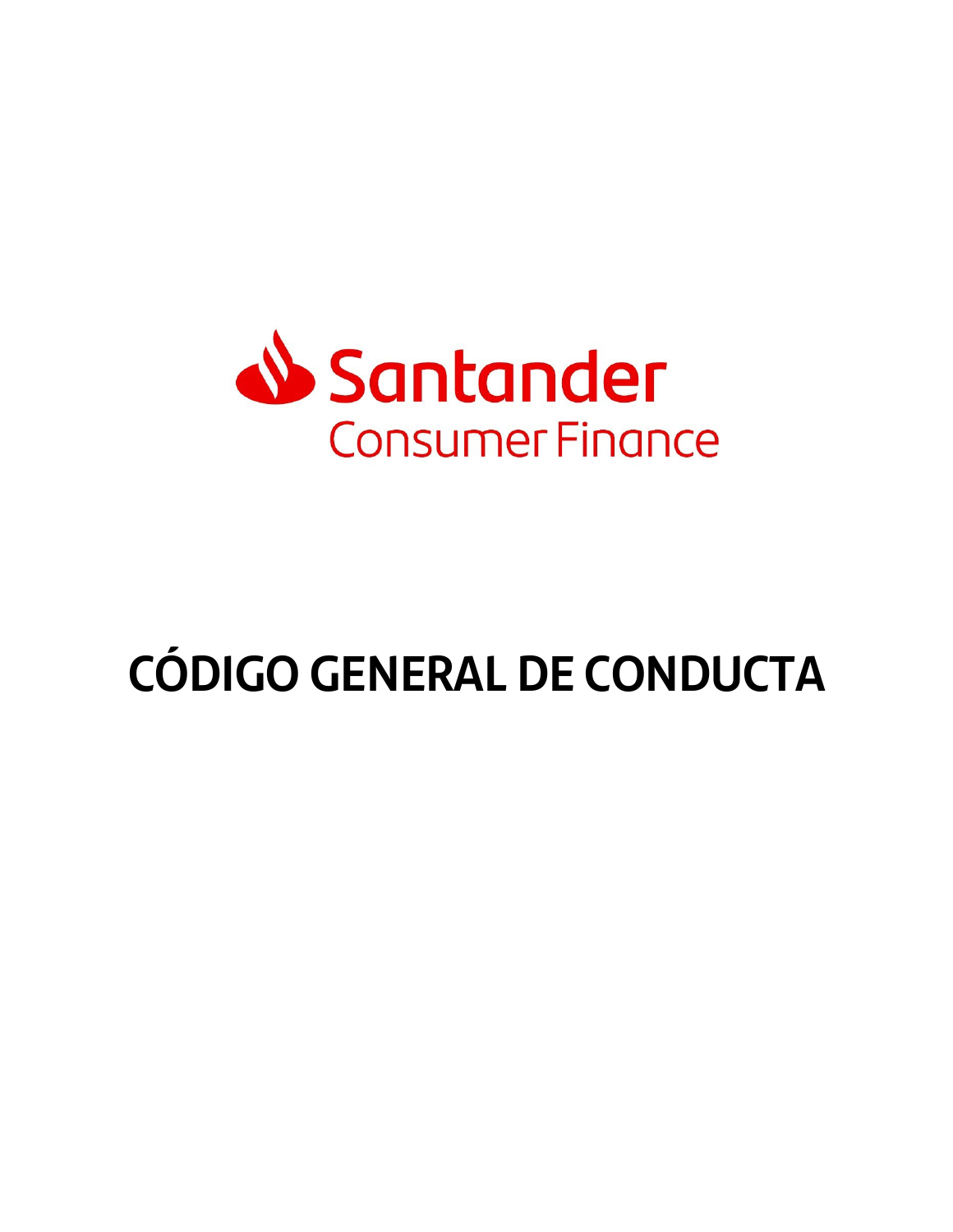Santander
Consumer Finance

# CÓDIGO GENERAL DE CONDUCTA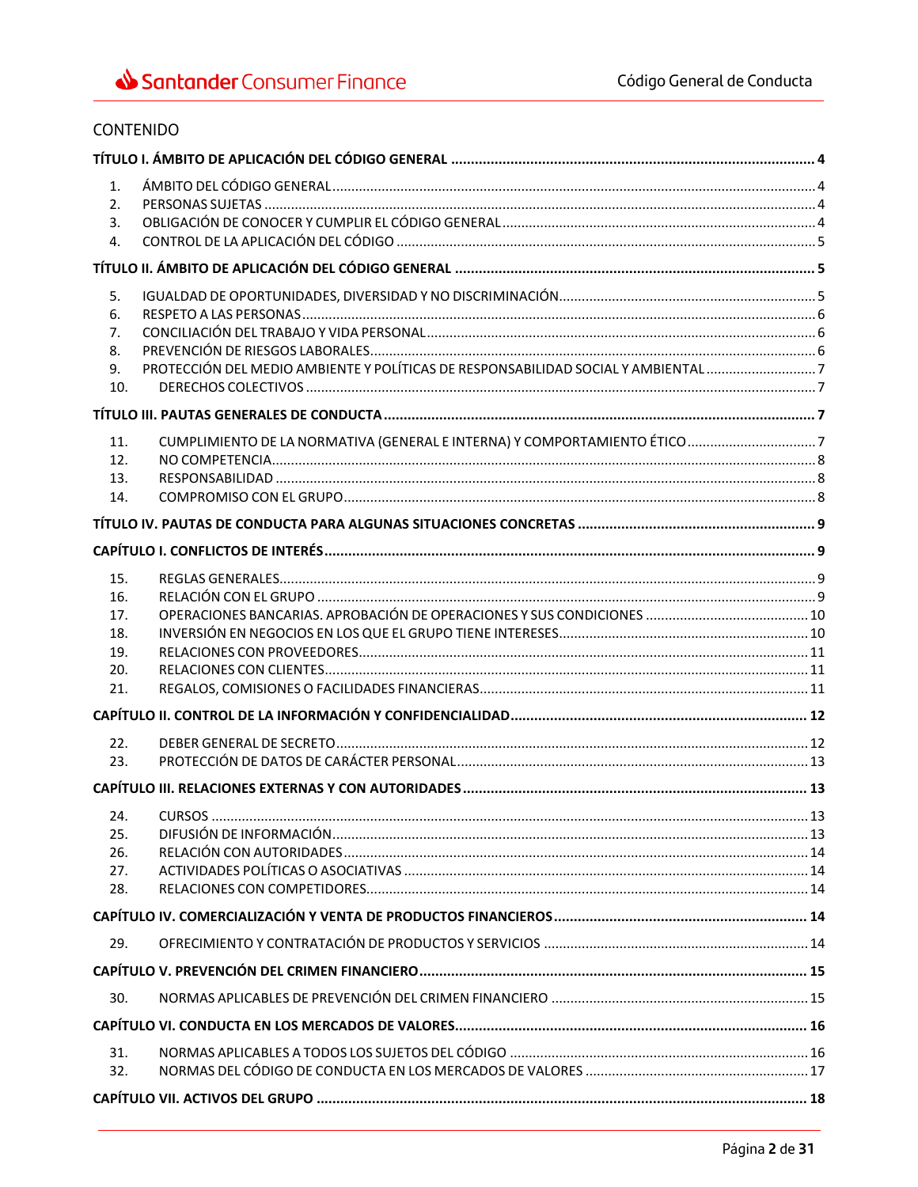# CONTENIDO

| | | |
|---|---|---|
| **TÍTULO I. ÁMBITO DE APLICACIÓN DEL CÓDIGO GENERAL** | | **4** |
| 1. | ÁMBITO DEL CÓDIGO GENERAL | 4 |
| 2. | PERSONAS SUJETAS | 4 |
| 3. | OBLIGACIÓN DE CONOCER Y CUMPLIR EL CÓDIGO GENERAL | 4 |
| 4. | CONTROL DE LA APLICACIÓN DEL CÓDIGO | 5 |
| **TÍTULO II. ÁMBITO DE APLICACIÓN DEL CÓDIGO GENERAL** | | **5** |
| 5. | IGUALDAD DE OPORTUNIDADES, DIVERSIDAD Y NO DISCRIMINACIÓN | 5 |
| 6. | RESPETO A LAS PERSONAS | 6 |
| 7. | CONCILIACIÓN DEL TRABAJO Y VIDA PERSONAL | 6 |
| 8. | PREVENCIÓN DE RIESGOS LABORALES | 6 |
| 9. | PROTECCIÓN DEL MEDIO AMBIENTE Y POLÍTICAS DE RESPONSABILIDAD SOCIAL Y AMBIENTAL | 7 |
| 10. | DERECHOS COLECTIVOS | 7 |
| **TÍTULO III. PAUTAS GENERALES DE CONDUCTA** | | **7** |
| 11. | CUMPLIMIENTO DE LA NORMATIVA (GENERAL E INTERNA) Y COMPORTAMIENTO ÉTICO | 7 |
| 12. | NO COMPETENCIA | 8 |
| 13. | RESPONSABILIDAD | 8 |
| 14. | COMPROMISO CON EL GRUPO | 8 |
| **TÍTULO IV. PAUTAS DE CONDUCTA PARA ALGUNAS SITUACIONES CONCRETAS** | | **9** |
| **CAPÍTULO I. CONFLICTOS DE INTERÉS** | | **9** |
| 15. | REGLAS GENERALES | 9 |
| 16. | RELACIÓN CON EL GRUPO | 9 |
| 17. | OPERACIONES BANCARIAS. APROBACIÓN DE OPERACIONES Y SUS CONDICIONES | 10 |
| 18. | INVERSIÓN EN NEGOCIOS EN LOS QUE EL GRUPO TIENE INTERESES | 10 |
| 19. | RELACIONES CON PROVEEDORES | 11 |
| 20. | RELACIONES CON CLIENTES | 11 |
| 21. | REGALOS, COMISIONES O FACILIDADES FINANCIERAS | 11 |
| **CAPÍTULO II. CONTROL DE LA INFORMACIÓN Y CONFIDENCIALIDAD** | | **12** |
| 22. | DEBER GENERAL DE SECRETO | 12 |
| 23. | PROTECCIÓN DE DATOS DE CARÁCTER PERSONAL | 13 |
| **CAPÍTULO III. RELACIONES EXTERNAS Y CON AUTORIDADES** | | **13** |
| 24. | CURSOS | 13 |
| 25. | DIFUSIÓN DE INFORMACIÓN | 13 |
| 26. | RELACIÓN CON AUTORIDADES | 14 |
| 27. | ACTIVIDADES POLÍTICAS O ASOCIATIVAS | 14 |
| 28. | RELACIONES CON COMPETIDORES | 14 |
| **CAPÍTULO IV. COMERCIALIZACIÓN Y VENTA DE PRODUCTOS FINANCIEROS** | | **14** |
| 29. | OFRECIMIENTO Y CONTRATACIÓN DE PRODUCTOS Y SERVICIOS | 14 |
| **CAPÍTULO V. PREVENCIÓN DEL CRIMEN FINANCIERO** | | **15** |
| 30. | NORMAS APLICABLES DE PREVENCIÓN DEL CRIMEN FINANCIERO | 15 |
| **CAPÍTULO VI. CONDUCTA EN LOS MERCADOS DE VALORES** | | **16** |
| 31. | NORMAS APLICABLES A TODOS LOS SUJETOS DEL CÓDIGO | 16 |
| 32. | NORMAS DEL CÓDIGO DE CONDUCTA EN LOS MERCADOS DE VALORES | 17 |
| **CAPÍTULO VII. ACTIVOS DEL GRUPO** | | **18** |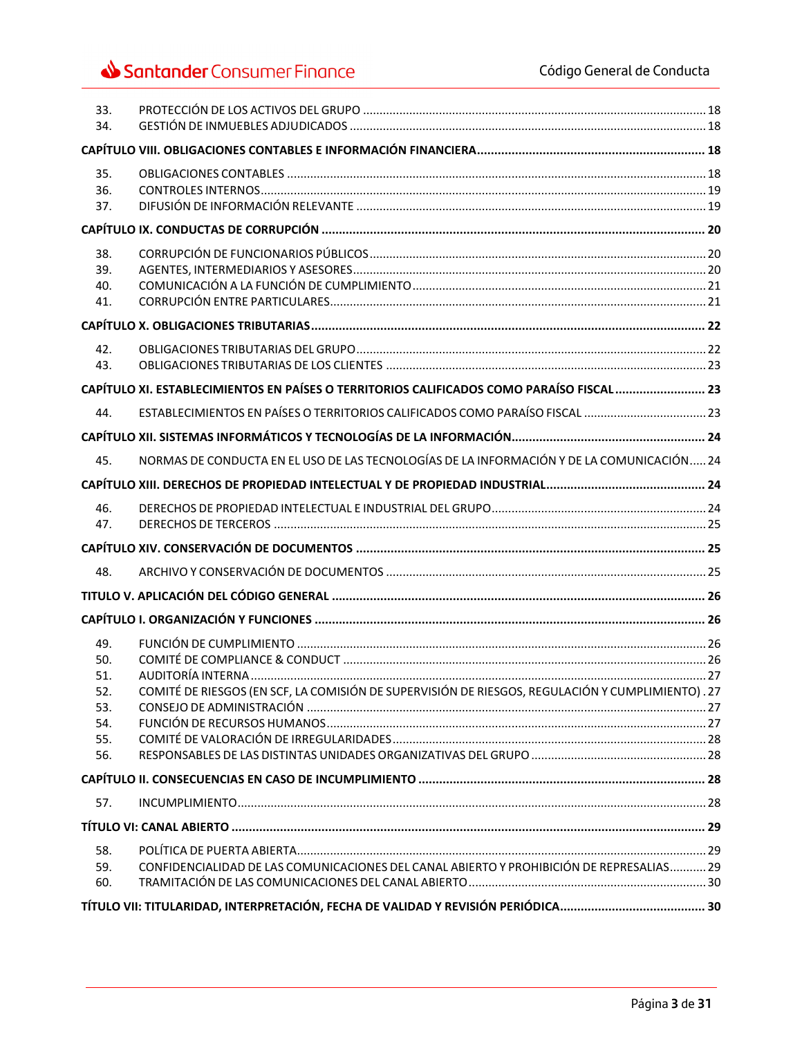| | | |
|---|---|---|
| 33. | PROTECCIÓN DE LOS ACTIVOS DEL GRUPO | 18 |
| 34. | GESTIÓN DE INMUEBLES ADJUDICADOS | 18 |

**CAPÍTULO VIII. OBLIGACIONES CONTABLES E INFORMACIÓN FINANCIERA ..... 18**

| | | |
|---|---|---|
| 35. | OBLIGACIONES CONTABLES | 18 |
| 36. | CONTROLES INTERNOS | 19 |
| 37. | DIFUSIÓN DE INFORMACIÓN RELEVANTE | 19 |

**CAPÍTULO IX. CONDUCTAS DE CORRUPCIÓN ..... 20**

| | | |
|---|---|---|
| 38. | CORRUPCIÓN DE FUNCIONARIOS PÚBLICOS | 20 |
| 39. | AGENTES, INTERMEDIARIOS Y ASESORES | 20 |
| 40. | COMUNICACIÓN A LA FUNCIÓN DE CUMPLIMIENTO | 21 |
| 41. | CORRUPCIÓN ENTRE PARTICULARES | 21 |

**CAPÍTULO X. OBLIGACIONES TRIBUTARIAS ..... 22**

| | | |
|---|---|---|
| 42. | OBLIGACIONES TRIBUTARIAS DEL GRUPO | 22 |
| 43. | OBLIGACIONES TRIBUTARIAS DE LOS CLIENTES | 23 |

**CAPÍTULO XI. ESTABLECIMIENTOS EN PAÍSES O TERRITORIOS CALIFICADOS COMO PARAÍSO FISCAL ..... 23**

| | | |
|---|---|---|
| 44. | ESTABLECIMIENTOS EN PAÍSES O TERRITORIOS CALIFICADOS COMO PARAÍSO FISCAL | 23 |

**CAPÍTULO XII. SISTEMAS INFORMÁTICOS Y TECNOLOGÍAS DE LA INFORMACIÓN ..... 24**

| | | |
|---|---|---|
| 45. | NORMAS DE CONDUCTA EN EL USO DE LAS TECNOLOGÍAS DE LA INFORMACIÓN Y DE LA COMUNICACIÓN | 24 |

**CAPÍTULO XIII. DERECHOS DE PROPIEDAD INTELECTUAL Y DE PROPIEDAD INDUSTRIAL ..... 24**

| | | |
|---|---|---|
| 46. | DERECHOS DE PROPIEDAD INTELECTUAL E INDUSTRIAL DEL GRUPO | 24 |
| 47. | DERECHOS DE TERCEROS | 25 |

**CAPÍTULO XIV. CONSERVACIÓN DE DOCUMENTOS ..... 25**

| | | |
|---|---|---|
| 48. | ARCHIVO Y CONSERVACIÓN DE DOCUMENTOS | 25 |

**TITULO V. APLICACIÓN DEL CÓDIGO GENERAL ..... 26**

**CAPÍTULO I. ORGANIZACIÓN Y FUNCIONES ..... 26**

| | | |
|---|---|---|
| 49. | FUNCIÓN DE CUMPLIMIENTO | 26 |
| 50. | COMITÉ DE COMPLIANCE & CONDUCT | 26 |
| 51. | AUDITORÍA INTERNA | 27 |
| 52. | COMITÉ DE RIESGOS (EN SCF, LA COMISIÓN DE SUPERVISIÓN DE RIESGOS, REGULACIÓN Y CUMPLIMIENTO) | 27 |
| 53. | CONSEJO DE ADMINISTRACIÓN | 27 |
| 54. | FUNCIÓN DE RECURSOS HUMANOS | 27 |
| 55. | COMITÉ DE VALORACIÓN DE IRREGULARIDADES | 28 |
| 56. | RESPONSABLES DE LAS DISTINTAS UNIDADES ORGANIZATIVAS DEL GRUPO | 28 |

**CAPÍTULO II. CONSECUENCIAS EN CASO DE INCUMPLIMIENTO ..... 28**

| | | |
|---|---|---|
| 57. | INCUMPLIMIENTO | 28 |

**TÍTULO VI: CANAL ABIERTO ..... 29**

| | | |
|---|---|---|
| 58. | POLÍTICA DE PUERTA ABIERTA | 29 |
| 59. | CONFIDENCIALIDAD DE LAS COMUNICACIONES DEL CANAL ABIERTO Y PROHIBICIÓN DE REPRESALIAS | 29 |
| 60. | TRAMITACIÓN DE LAS COMUNICACIONES DEL CANAL ABIERTO | 30 |

**TÍTULO VII: TITULARIDAD, INTERPRETACIÓN, FECHA DE VALIDAD Y REVISIÓN PERIÓDICA ..... 30**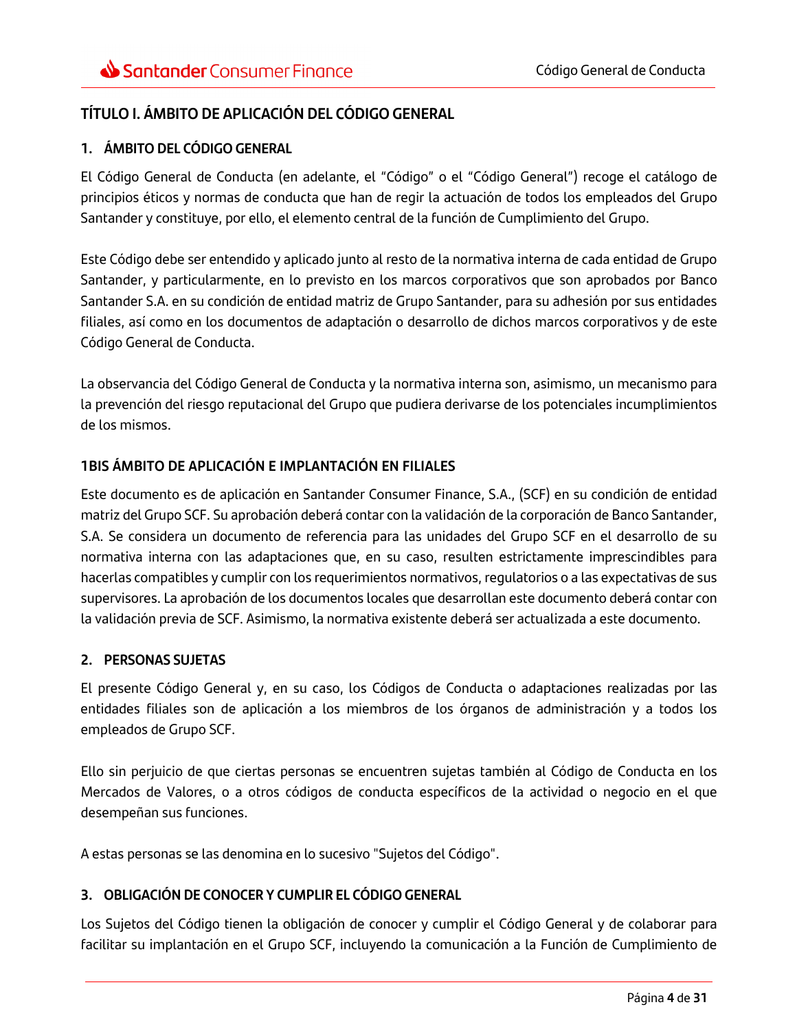# TÍTULO I. ÁMBITO DE APLICACIÓN DEL CÓDIGO GENERAL

## 1. ÁMBITO DEL CÓDIGO GENERAL

El Código General de Conducta (en adelante, el "Código" o el "Código General") recoge el catálogo de principios éticos y normas de conducta que han de regir la actuación de todos los empleados del Grupo Santander y constituye, por ello, el elemento central de la función de Cumplimiento del Grupo.

Este Código debe ser entendido y aplicado junto al resto de la normativa interna de cada entidad de Grupo Santander, y particularmente, en lo previsto en los marcos corporativos que son aprobados por Banco Santander S.A. en su condición de entidad matriz de Grupo Santander, para su adhesión por sus entidades filiales, así como en los documentos de adaptación o desarrollo de dichos marcos corporativos y de este Código General de Conducta.

La observancia del Código General de Conducta y la normativa interna son, asimismo, un mecanismo para la prevención del riesgo reputacional del Grupo que pudiera derivarse de los potenciales incumplimientos de los mismos.

## 1BIS ÁMBITO DE APLICACIÓN E IMPLANTACIÓN EN FILIALES

Este documento es de aplicación en Santander Consumer Finance, S.A., (SCF) en su condición de entidad matriz del Grupo SCF. Su aprobación deberá contar con la validación de la corporación de Banco Santander, S.A. Se considera un documento de referencia para las unidades del Grupo SCF en el desarrollo de su normativa interna con las adaptaciones que, en su caso, resulten estrictamente imprescindibles para hacerlas compatibles y cumplir con los requerimientos normativos, regulatorios o a las expectativas de sus supervisores. La aprobación de los documentos locales que desarrollan este documento deberá contar con la validación previa de SCF. Asimismo, la normativa existente deberá ser actualizada a este documento.

## 2. PERSONAS SUJETAS

El presente Código General y, en su caso, los Códigos de Conducta o adaptaciones realizadas por las entidades filiales son de aplicación a los miembros de los órganos de administración y a todos los empleados de Grupo SCF.

Ello sin perjuicio de que ciertas personas se encuentren sujetas también al Código de Conducta en los Mercados de Valores, o a otros códigos de conducta específicos de la actividad o negocio en el que desempeñan sus funciones.

A estas personas se las denomina en lo sucesivo "Sujetos del Código".

## 3. OBLIGACIÓN DE CONOCER Y CUMPLIR EL CÓDIGO GENERAL

Los Sujetos del Código tienen la obligación de conocer y cumplir el Código General y de colaborar para facilitar su implantación en el Grupo SCF, incluyendo la comunicación a la Función de Cumplimiento de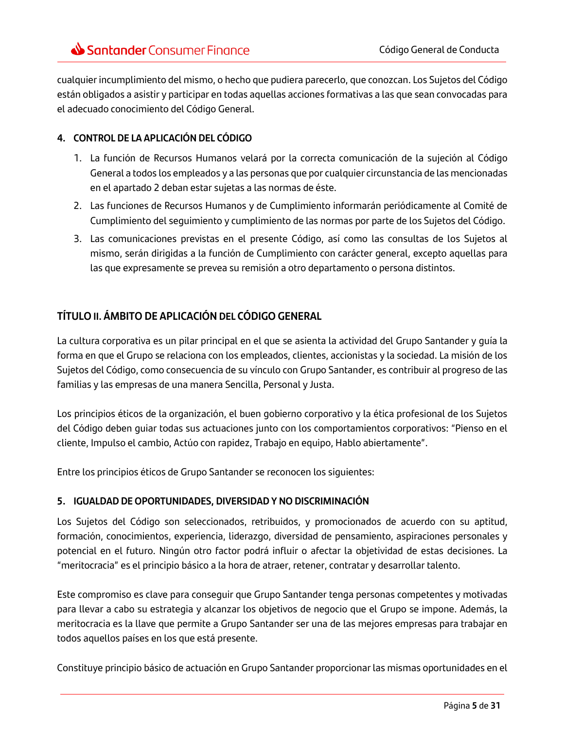cualquier incumplimiento del mismo, o hecho que pudiera parecerlo, que conozcan. Los Sujetos del Código están obligados a asistir y participar en todas aquellas acciones formativas a las que sean convocadas para el adecuado conocimiento del Código General.

### 4. CONTROL DE LA APLICACIÓN DEL CÓDIGO

1. La función de Recursos Humanos velará por la correcta comunicación de la sujeción al Código General a todos los empleados y a las personas que por cualquier circunstancia de las mencionadas en el apartado 2 deban estar sujetas a las normas de éste.
2. Las funciones de Recursos Humanos y de Cumplimiento informarán periódicamente al Comité de Cumplimiento del seguimiento y cumplimiento de las normas por parte de los Sujetos del Código.
3. Las comunicaciones previstas en el presente Código, así como las consultas de los Sujetos al mismo, serán dirigidas a la función de Cumplimiento con carácter general, excepto aquellas para las que expresamente se prevea su remisión a otro departamento o persona distintos.

## TÍTULO II. ÁMBITO DE APLICACIÓN DEL CÓDIGO GENERAL

La cultura corporativa es un pilar principal en el que se asienta la actividad del Grupo Santander y guía la forma en que el Grupo se relaciona con los empleados, clientes, accionistas y la sociedad. La misión de los Sujetos del Código, como consecuencia de su vínculo con Grupo Santander, es contribuir al progreso de las familias y las empresas de una manera Sencilla, Personal y Justa.

Los principios éticos de la organización, el buen gobierno corporativo y la ética profesional de los Sujetos del Código deben guiar todas sus actuaciones junto con los comportamientos corporativos: "Pienso en el cliente, Impulso el cambio, Actúo con rapidez, Trabajo en equipo, Hablo abiertamente".

Entre los principios éticos de Grupo Santander se reconocen los siguientes:

### 5. IGUALDAD DE OPORTUNIDADES, DIVERSIDAD Y NO DISCRIMINACIÓN

Los Sujetos del Código son seleccionados, retribuidos, y promocionados de acuerdo con su aptitud, formación, conocimientos, experiencia, liderazgo, diversidad de pensamiento, aspiraciones personales y potencial en el futuro. Ningún otro factor podrá influir o afectar la objetividad de estas decisiones. La "meritocracia" es el principio básico a la hora de atraer, retener, contratar y desarrollar talento.

Este compromiso es clave para conseguir que Grupo Santander tenga personas competentes y motivadas para llevar a cabo su estrategia y alcanzar los objetivos de negocio que el Grupo se impone. Además, la meritocracia es la llave que permite a Grupo Santander ser una de las mejores empresas para trabajar en todos aquellos países en los que está presente.

Constituye principio básico de actuación en Grupo Santander proporcionar las mismas oportunidades en el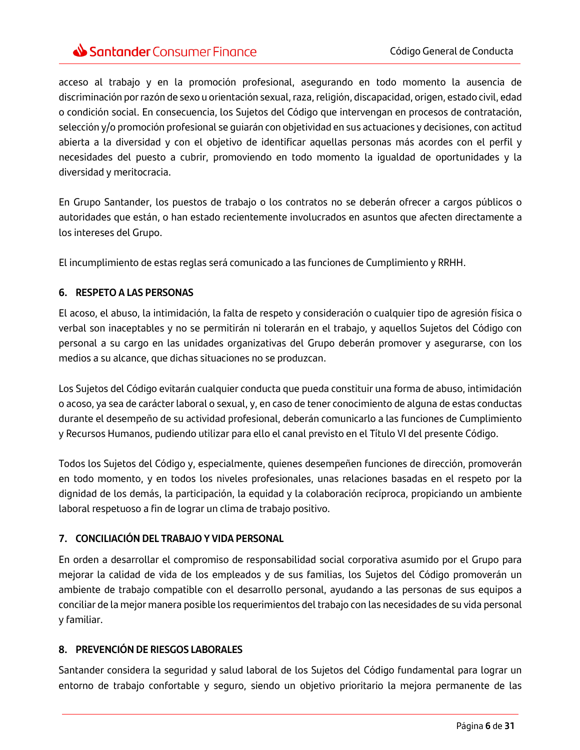acceso al trabajo y en la promoción profesional, asegurando en todo momento la ausencia de discriminación por razón de sexo u orientación sexual, raza, religión, discapacidad, origen, estado civil, edad o condición social. En consecuencia, los Sujetos del Código que intervengan en procesos de contratación, selección y/o promoción profesional se guiarán con objetividad en sus actuaciones y decisiones, con actitud abierta a la diversidad y con el objetivo de identificar aquellas personas más acordes con el perfil y necesidades del puesto a cubrir, promoviendo en todo momento la igualdad de oportunidades y la diversidad y meritocracia.

En Grupo Santander, los puestos de trabajo o los contratos no se deberán ofrecer a cargos públicos o autoridades que están, o han estado recientemente involucrados en asuntos que afecten directamente a los intereses del Grupo.

El incumplimiento de estas reglas será comunicado a las funciones de Cumplimiento y RRHH.

## 6. RESPETO A LAS PERSONAS

El acoso, el abuso, la intimidación, la falta de respeto y consideración o cualquier tipo de agresión física o verbal son inaceptables y no se permitirán ni tolerarán en el trabajo, y aquellos Sujetos del Código con personal a su cargo en las unidades organizativas del Grupo deberán promover y asegurarse, con los medios a su alcance, que dichas situaciones no se produzcan.

Los Sujetos del Código evitarán cualquier conducta que pueda constituir una forma de abuso, intimidación o acoso, ya sea de carácter laboral o sexual, y, en caso de tener conocimiento de alguna de estas conductas durante el desempeño de su actividad profesional, deberán comunicarlo a las funciones de Cumplimiento y Recursos Humanos, pudiendo utilizar para ello el canal previsto en el Título VI del presente Código.

Todos los Sujetos del Código y, especialmente, quienes desempeñen funciones de dirección, promoverán en todo momento, y en todos los niveles profesionales, unas relaciones basadas en el respeto por la dignidad de los demás, la participación, la equidad y la colaboración recíproca, propiciando un ambiente laboral respetuoso a fin de lograr un clima de trabajo positivo.

## 7. CONCILIACIÓN DEL TRABAJO Y VIDA PERSONAL

En orden a desarrollar el compromiso de responsabilidad social corporativa asumido por el Grupo para mejorar la calidad de vida de los empleados y de sus familias, los Sujetos del Código promoverán un ambiente de trabajo compatible con el desarrollo personal, ayudando a las personas de sus equipos a conciliar de la mejor manera posible los requerimientos del trabajo con las necesidades de su vida personal y familiar.

## 8. PREVENCIÓN DE RIESGOS LABORALES

Santander considera la seguridad y salud laboral de los Sujetos del Código fundamental para lograr un entorno de trabajo confortable y seguro, siendo un objetivo prioritario la mejora permanente de las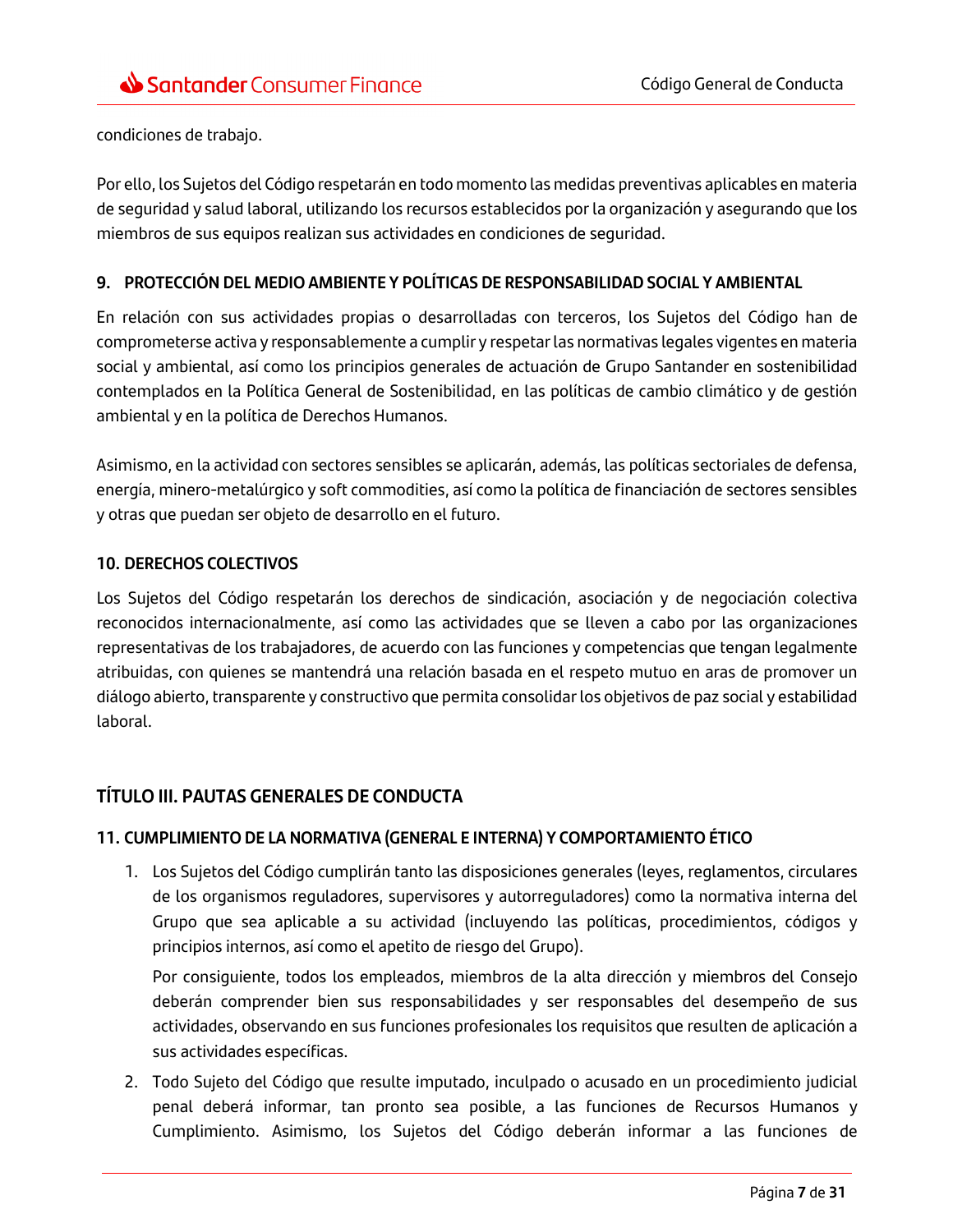condiciones de trabajo.

Por ello, los Sujetos del Código respetarán en todo momento las medidas preventivas aplicables en materia de seguridad y salud laboral, utilizando los recursos establecidos por la organización y asegurando que los miembros de sus equipos realizan sus actividades en condiciones de seguridad.

### 9. PROTECCIÓN DEL MEDIO AMBIENTE Y POLÍTICAS DE RESPONSABILIDAD SOCIAL Y AMBIENTAL

En relación con sus actividades propias o desarrolladas con terceros, los Sujetos del Código han de comprometerse activa y responsablemente a cumplir y respetar las normativas legales vigentes en materia social y ambiental, así como los principios generales de actuación de Grupo Santander en sostenibilidad contemplados en la Política General de Sostenibilidad, en las políticas de cambio climático y de gestión ambiental y en la política de Derechos Humanos.

Asimismo, en la actividad con sectores sensibles se aplicarán, además, las políticas sectoriales de defensa, energía, minero-metalúrgico y soft commodities, así como la política de financiación de sectores sensibles y otras que puedan ser objeto de desarrollo en el futuro.

### 10. DERECHOS COLECTIVOS

Los Sujetos del Código respetarán los derechos de sindicación, asociación y de negociación colectiva reconocidos internacionalmente, así como las actividades que se lleven a cabo por las organizaciones representativas de los trabajadores, de acuerdo con las funciones y competencias que tengan legalmente atribuidas, con quienes se mantendrá una relación basada en el respeto mutuo en aras de promover un diálogo abierto, transparente y constructivo que permita consolidar los objetivos de paz social y estabilidad laboral.

## TÍTULO III. PAUTAS GENERALES DE CONDUCTA

### 11. CUMPLIMIENTO DE LA NORMATIVA (GENERAL E INTERNA) Y COMPORTAMIENTO ÉTICO

1. Los Sujetos del Código cumplirán tanto las disposiciones generales (leyes, reglamentos, circulares de los organismos reguladores, supervisores y autorreguladores) como la normativa interna del Grupo que sea aplicable a su actividad (incluyendo las políticas, procedimientos, códigos y principios internos, así como el apetito de riesgo del Grupo).

   Por consiguiente, todos los empleados, miembros de la alta dirección y miembros del Consejo deberán comprender bien sus responsabilidades y ser responsables del desempeño de sus actividades, observando en sus funciones profesionales los requisitos que resulten de aplicación a sus actividades específicas.

2. Todo Sujeto del Código que resulte imputado, inculpado o acusado en un procedimiento judicial penal deberá informar, tan pronto sea posible, a las funciones de Recursos Humanos y Cumplimiento. Asimismo, los Sujetos del Código deberán informar a las funciones de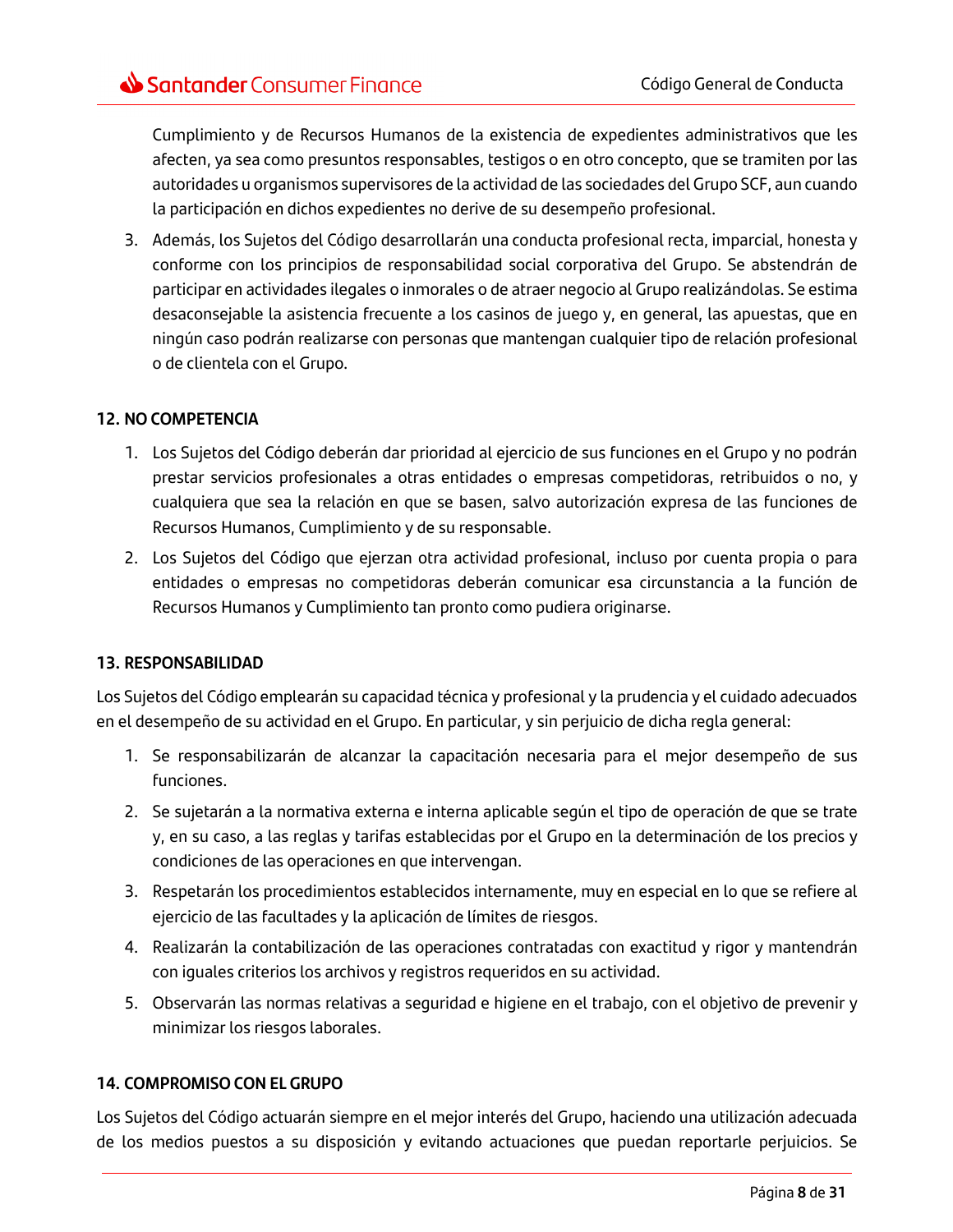Cumplimiento y de Recursos Humanos de la existencia de expedientes administrativos que les afecten, ya sea como presuntos responsables, testigos o en otro concepto, que se tramiten por las autoridades u organismos supervisores de la actividad de las sociedades del Grupo SCF, aun cuando la participación en dichos expedientes no derive de su desempeño profesional.

3. Además, los Sujetos del Código desarrollarán una conducta profesional recta, imparcial, honesta y conforme con los principios de responsabilidad social corporativa del Grupo. Se abstendrán de participar en actividades ilegales o inmorales o de atraer negocio al Grupo realizándolas. Se estima desaconsejable la asistencia frecuente a los casinos de juego y, en general, las apuestas, que en ningún caso podrán realizarse con personas que mantengan cualquier tipo de relación profesional o de clientela con el Grupo.

**12. NO COMPETENCIA**

1. Los Sujetos del Código deberán dar prioridad al ejercicio de sus funciones en el Grupo y no podrán prestar servicios profesionales a otras entidades o empresas competidoras, retribuidos o no, y cualquiera que sea la relación en que se basen, salvo autorización expresa de las funciones de Recursos Humanos, Cumplimiento y de su responsable.
2. Los Sujetos del Código que ejerzan otra actividad profesional, incluso por cuenta propia o para entidades o empresas no competidoras deberán comunicar esa circunstancia a la función de Recursos Humanos y Cumplimiento tan pronto como pudiera originarse.

**13. RESPONSABILIDAD**

Los Sujetos del Código emplearán su capacidad técnica y profesional y la prudencia y el cuidado adecuados en el desempeño de su actividad en el Grupo. En particular, y sin perjuicio de dicha regla general:

1. Se responsabilizarán de alcanzar la capacitación necesaria para el mejor desempeño de sus funciones.
2. Se sujetarán a la normativa externa e interna aplicable según el tipo de operación de que se trate y, en su caso, a las reglas y tarifas establecidas por el Grupo en la determinación de los precios y condiciones de las operaciones en que intervengan.
3. Respetarán los procedimientos establecidos internamente, muy en especial en lo que se refiere al ejercicio de las facultades y la aplicación de límites de riesgos.
4. Realizarán la contabilización de las operaciones contratadas con exactitud y rigor y mantendrán con iguales criterios los archivos y registros requeridos en su actividad.
5. Observarán las normas relativas a seguridad e higiene en el trabajo, con el objetivo de prevenir y minimizar los riesgos laborales.

**14. COMPROMISO CON EL GRUPO**

Los Sujetos del Código actuarán siempre en el mejor interés del Grupo, haciendo una utilización adecuada de los medios puestos a su disposición y evitando actuaciones que puedan reportarle perjuicios. Se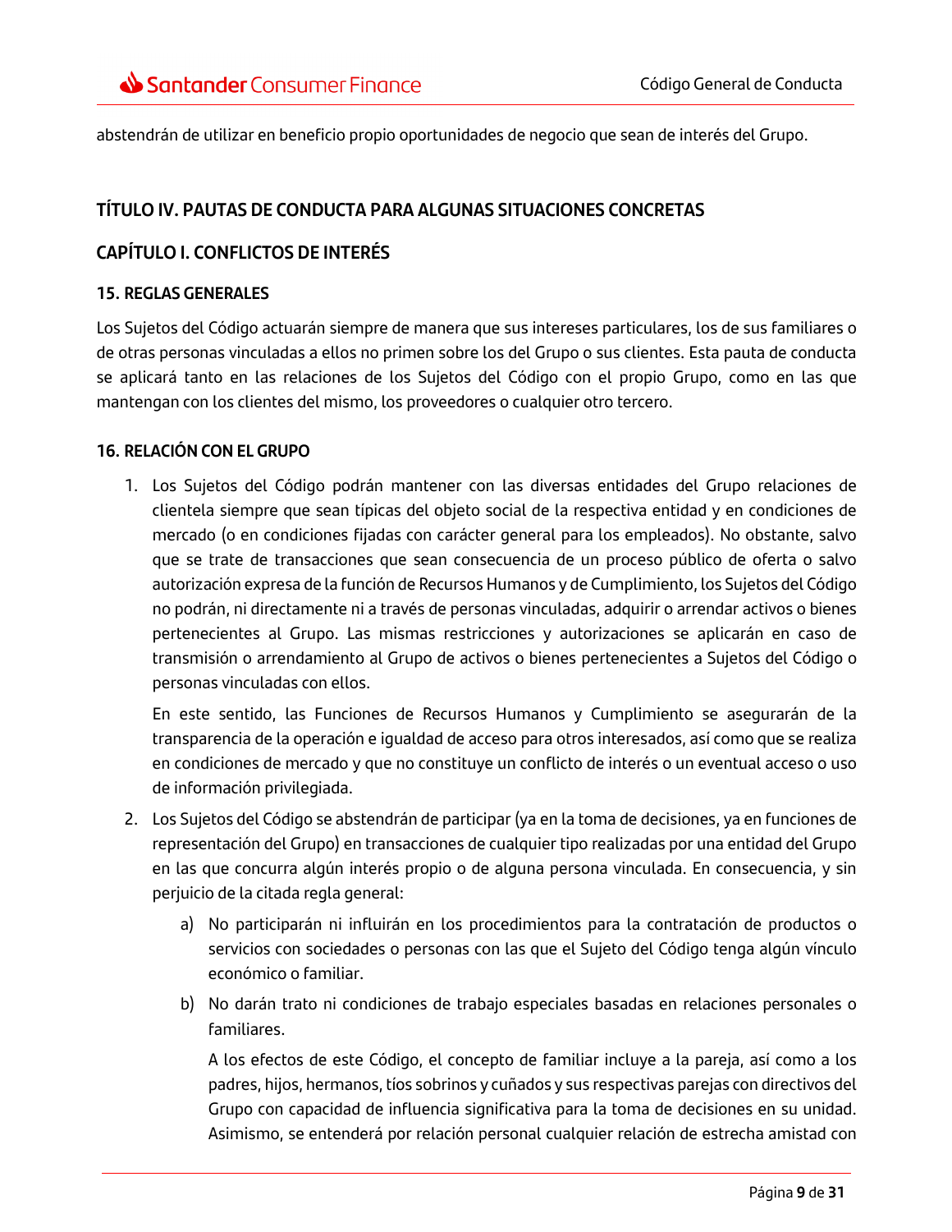abstendrán de utilizar en beneficio propio oportunidades de negocio que sean de interés del Grupo.

## TÍTULO IV. PAUTAS DE CONDUCTA PARA ALGUNAS SITUACIONES CONCRETAS

## CAPÍTULO I. CONFLICTOS DE INTERÉS

### 15. REGLAS GENERALES

Los Sujetos del Código actuarán siempre de manera que sus intereses particulares, los de sus familiares o de otras personas vinculadas a ellos no primen sobre los del Grupo o sus clientes. Esta pauta de conducta se aplicará tanto en las relaciones de los Sujetos del Código con el propio Grupo, como en las que mantengan con los clientes del mismo, los proveedores o cualquier otro tercero.

### 16. RELACIÓN CON EL GRUPO

1. Los Sujetos del Código podrán mantener con las diversas entidades del Grupo relaciones de clientela siempre que sean típicas del objeto social de la respectiva entidad y en condiciones de mercado (o en condiciones fijadas con carácter general para los empleados). No obstante, salvo que se trate de transacciones que sean consecuencia de un proceso público de oferta o salvo autorización expresa de la función de Recursos Humanos y de Cumplimiento, los Sujetos del Código no podrán, ni directamente ni a través de personas vinculadas, adquirir o arrendar activos o bienes pertenecientes al Grupo. Las mismas restricciones y autorizaciones se aplicarán en caso de transmisión o arrendamiento al Grupo de activos o bienes pertenecientes a Sujetos del Código o personas vinculadas con ellos.

   En este sentido, las Funciones de Recursos Humanos y Cumplimiento se asegurarán de la transparencia de la operación e igualdad de acceso para otros interesados, así como que se realiza en condiciones de mercado y que no constituye un conflicto de interés o un eventual acceso o uso de información privilegiada.

2. Los Sujetos del Código se abstendrán de participar (ya en la toma de decisiones, ya en funciones de representación del Grupo) en transacciones de cualquier tipo realizadas por una entidad del Grupo en las que concurra algún interés propio o de alguna persona vinculada. En consecuencia, y sin perjuicio de la citada regla general:

   a) No participarán ni influirán en los procedimientos para la contratación de productos o servicios con sociedades o personas con las que el Sujeto del Código tenga algún vínculo económico o familiar.

   b) No darán trato ni condiciones de trabajo especiales basadas en relaciones personales o familiares.

      A los efectos de este Código, el concepto de familiar incluye a la pareja, así como a los padres, hijos, hermanos, tíos sobrinos y cuñados y sus respectivas parejas con directivos del Grupo con capacidad de influencia significativa para la toma de decisiones en su unidad. Asimismo, se entenderá por relación personal cualquier relación de estrecha amistad con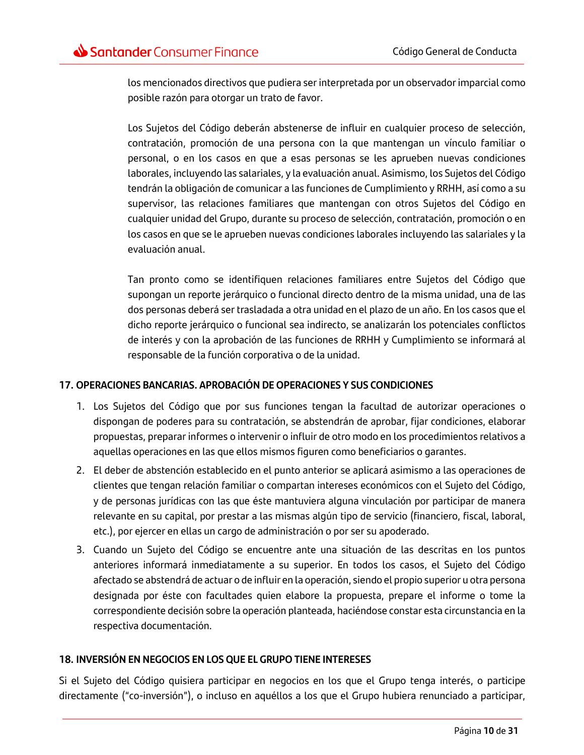los mencionados directivos que pudiera ser interpretada por un observador imparcial como posible razón para otorgar un trato de favor.

Los Sujetos del Código deberán abstenerse de influir en cualquier proceso de selección, contratación, promoción de una persona con la que mantengan un vínculo familiar o personal, o en los casos en que a esas personas se les aprueben nuevas condiciones laborales, incluyendo las salariales, y la evaluación anual. Asimismo, los Sujetos del Código tendrán la obligación de comunicar a las funciones de Cumplimiento y RRHH, así como a su supervisor, las relaciones familiares que mantengan con otros Sujetos del Código en cualquier unidad del Grupo, durante su proceso de selección, contratación, promoción o en los casos en que se le aprueben nuevas condiciones laborales incluyendo las salariales y la evaluación anual.

Tan pronto como se identifiquen relaciones familiares entre Sujetos del Código que supongan un reporte jerárquico o funcional directo dentro de la misma unidad, una de las dos personas deberá ser trasladada a otra unidad en el plazo de un año. En los casos que el dicho reporte jerárquico o funcional sea indirecto, se analizarán los potenciales conflictos de interés y con la aprobación de las funciones de RRHH y Cumplimiento se informará al responsable de la función corporativa o de la unidad.

## 17. OPERACIONES BANCARIAS. APROBACIÓN DE OPERACIONES Y SUS CONDICIONES

1. Los Sujetos del Código que por sus funciones tengan la facultad de autorizar operaciones o dispongan de poderes para su contratación, se abstendrán de aprobar, fijar condiciones, elaborar propuestas, preparar informes o intervenir o influir de otro modo en los procedimientos relativos a aquellas operaciones en las que ellos mismos figuren como beneficiarios o garantes.
2. El deber de abstención establecido en el punto anterior se aplicará asimismo a las operaciones de clientes que tengan relación familiar o compartan intereses económicos con el Sujeto del Código, y de personas jurídicas con las que éste mantuviera alguna vinculación por participar de manera relevante en su capital, por prestar a las mismas algún tipo de servicio (financiero, fiscal, laboral, etc.), por ejercer en ellas un cargo de administración o por ser su apoderado.
3. Cuando un Sujeto del Código se encuentre ante una situación de las descritas en los puntos anteriores informará inmediatamente a su superior. En todos los casos, el Sujeto del Código afectado se abstendrá de actuar o de influir en la operación, siendo el propio superior u otra persona designada por éste con facultades quien elabore la propuesta, prepare el informe o tome la correspondiente decisión sobre la operación planteada, haciéndose constar esta circunstancia en la respectiva documentación.

## 18. INVERSIÓN EN NEGOCIOS EN LOS QUE EL GRUPO TIENE INTERESES

Si el Sujeto del Código quisiera participar en negocios en los que el Grupo tenga interés, o participe directamente ("co-inversión"), o incluso en aquéllos a los que el Grupo hubiera renunciado a participar,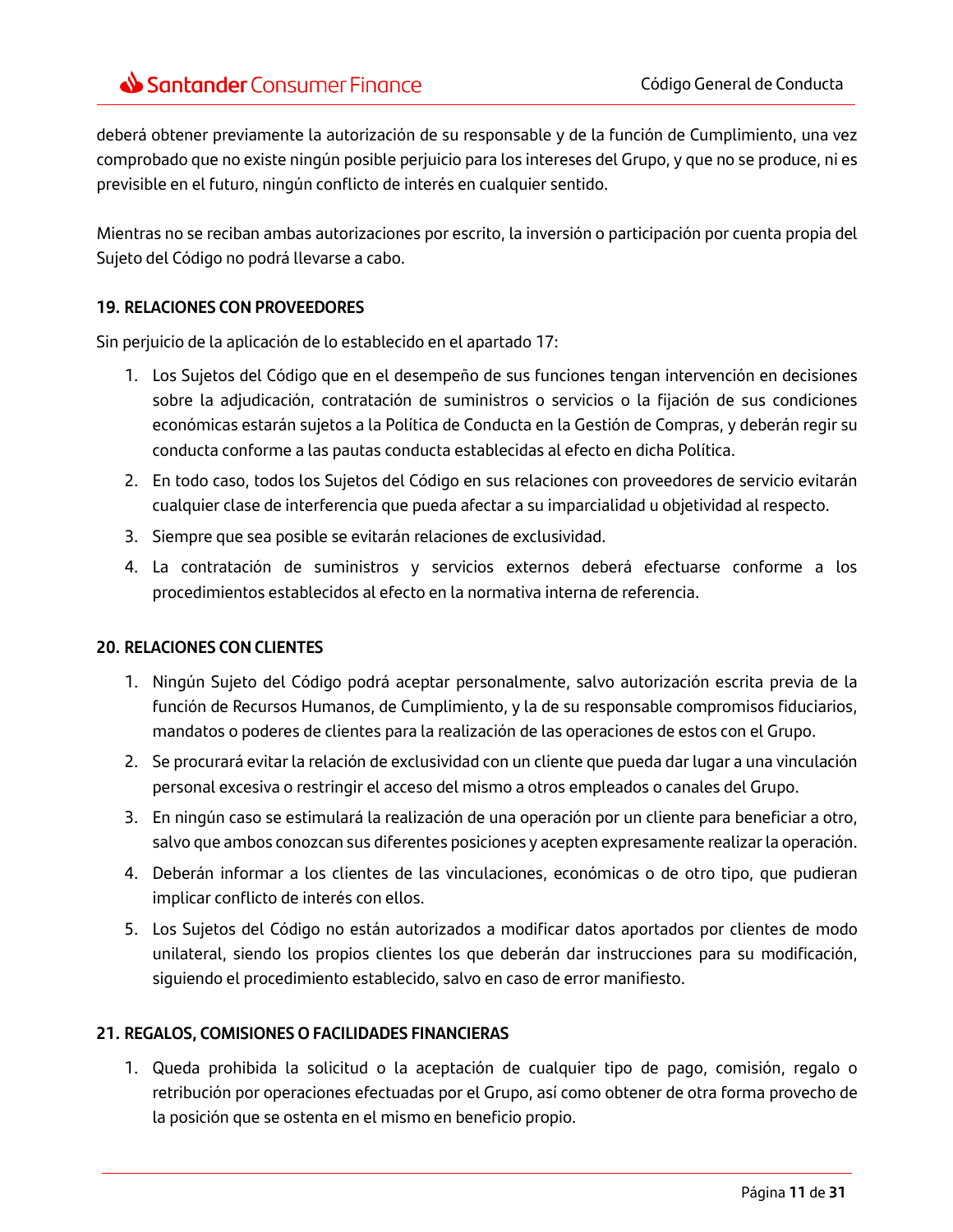deberá obtener previamente la autorización de su responsable y de la función de Cumplimiento, una vez comprobado que no existe ningún posible perjuicio para los intereses del Grupo, y que no se produce, ni es previsible en el futuro, ningún conflicto de interés en cualquier sentido.

Mientras no se reciban ambas autorizaciones por escrito, la inversión o participación por cuenta propia del Sujeto del Código no podrá llevarse a cabo.

## 19. RELACIONES CON PROVEEDORES

Sin perjuicio de la aplicación de lo establecido en el apartado 17:

1. Los Sujetos del Código que en el desempeño de sus funciones tengan intervención en decisiones sobre la adjudicación, contratación de suministros o servicios o la fijación de sus condiciones económicas estarán sujetos a la Política de Conducta en la Gestión de Compras, y deberán regir su conducta conforme a las pautas conducta establecidas al efecto en dicha Política.
2. En todo caso, todos los Sujetos del Código en sus relaciones con proveedores de servicio evitarán cualquier clase de interferencia que pueda afectar a su imparcialidad u objetividad al respecto.
3. Siempre que sea posible se evitarán relaciones de exclusividad.
4. La contratación de suministros y servicios externos deberá efectuarse conforme a los procedimientos establecidos al efecto en la normativa interna de referencia.

## 20. RELACIONES CON CLIENTES

1. Ningún Sujeto del Código podrá aceptar personalmente, salvo autorización escrita previa de la función de Recursos Humanos, de Cumplimiento, y la de su responsable compromisos fiduciarios, mandatos o poderes de clientes para la realización de las operaciones de estos con el Grupo.
2. Se procurará evitar la relación de exclusividad con un cliente que pueda dar lugar a una vinculación personal excesiva o restringir el acceso del mismo a otros empleados o canales del Grupo.
3. En ningún caso se estimulará la realización de una operación por un cliente para beneficiar a otro, salvo que ambos conozcan sus diferentes posiciones y acepten expresamente realizar la operación.
4. Deberán informar a los clientes de las vinculaciones, económicas o de otro tipo, que pudieran implicar conflicto de interés con ellos.
5. Los Sujetos del Código no están autorizados a modificar datos aportados por clientes de modo unilateral, siendo los propios clientes los que deberán dar instrucciones para su modificación, siguiendo el procedimiento establecido, salvo en caso de error manifiesto.

## 21. REGALOS, COMISIONES O FACILIDADES FINANCIERAS

1. Queda prohibida la solicitud o la aceptación de cualquier tipo de pago, comisión, regalo o retribución por operaciones efectuadas por el Grupo, así como obtener de otra forma provecho de la posición que se ostenta en el mismo en beneficio propio.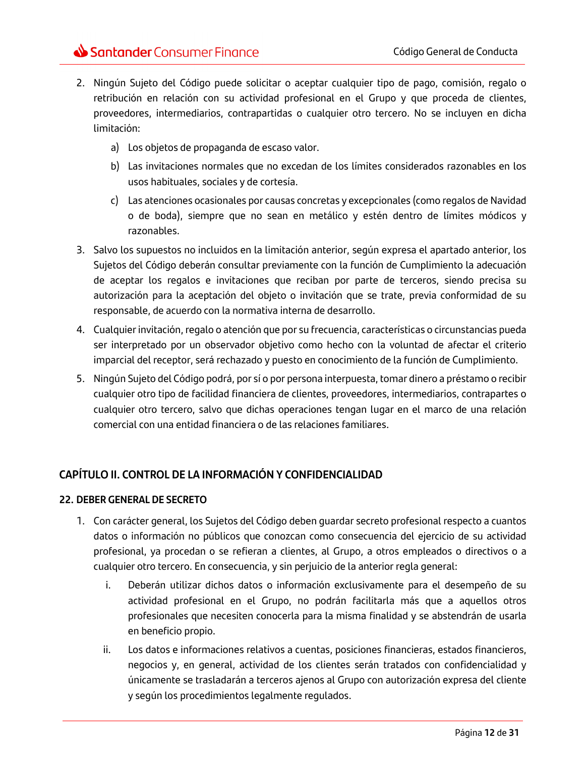2. Ningún Sujeto del Código puede solicitar o aceptar cualquier tipo de pago, comisión, regalo o retribución en relación con su actividad profesional en el Grupo y que proceda de clientes, proveedores, intermediarios, contrapartidas o cualquier otro tercero. No se incluyen en dicha limitación:

    a) Los objetos de propaganda de escaso valor.

    b) Las invitaciones normales que no excedan de los límites considerados razonables en los usos habituales, sociales y de cortesía.

    c) Las atenciones ocasionales por causas concretas y excepcionales (como regalos de Navidad o de boda), siempre que no sean en metálico y estén dentro de límites módicos y razonables.

3. Salvo los supuestos no incluidos en la limitación anterior, según expresa el apartado anterior, los Sujetos del Código deberán consultar previamente con la función de Cumplimiento la adecuación de aceptar los regalos e invitaciones que reciban por parte de terceros, siendo precisa su autorización para la aceptación del objeto o invitación que se trate, previa conformidad de su responsable, de acuerdo con la normativa interna de desarrollo.

4. Cualquier invitación, regalo o atención que por su frecuencia, características o circunstancias pueda ser interpretado por un observador objetivo como hecho con la voluntad de afectar el criterio imparcial del receptor, será rechazado y puesto en conocimiento de la función de Cumplimiento.

5. Ningún Sujeto del Código podrá, por sí o por persona interpuesta, tomar dinero a préstamo o recibir cualquier otro tipo de facilidad financiera de clientes, proveedores, intermediarios, contrapartes o cualquier otro tercero, salvo que dichas operaciones tengan lugar en el marco de una relación comercial con una entidad financiera o de las relaciones familiares.

## CAPÍTULO II. CONTROL DE LA INFORMACIÓN Y CONFIDENCIALIDAD

### 22. DEBER GENERAL DE SECRETO

1. Con carácter general, los Sujetos del Código deben guardar secreto profesional respecto a cuantos datos o información no públicos que conozcan como consecuencia del ejercicio de su actividad profesional, ya procedan o se refieran a clientes, al Grupo, a otros empleados o directivos o a cualquier otro tercero. En consecuencia, y sin perjuicio de la anterior regla general:

    i. Deberán utilizar dichos datos o información exclusivamente para el desempeño de su actividad profesional en el Grupo, no podrán facilitarla más que a aquellos otros profesionales que necesiten conocerla para la misma finalidad y se abstendrán de usarla en beneficio propio.

    ii. Los datos e informaciones relativos a cuentas, posiciones financieras, estados financieros, negocios y, en general, actividad de los clientes serán tratados con confidencialidad y únicamente se trasladarán a terceros ajenos al Grupo con autorización expresa del cliente y según los procedimientos legalmente regulados.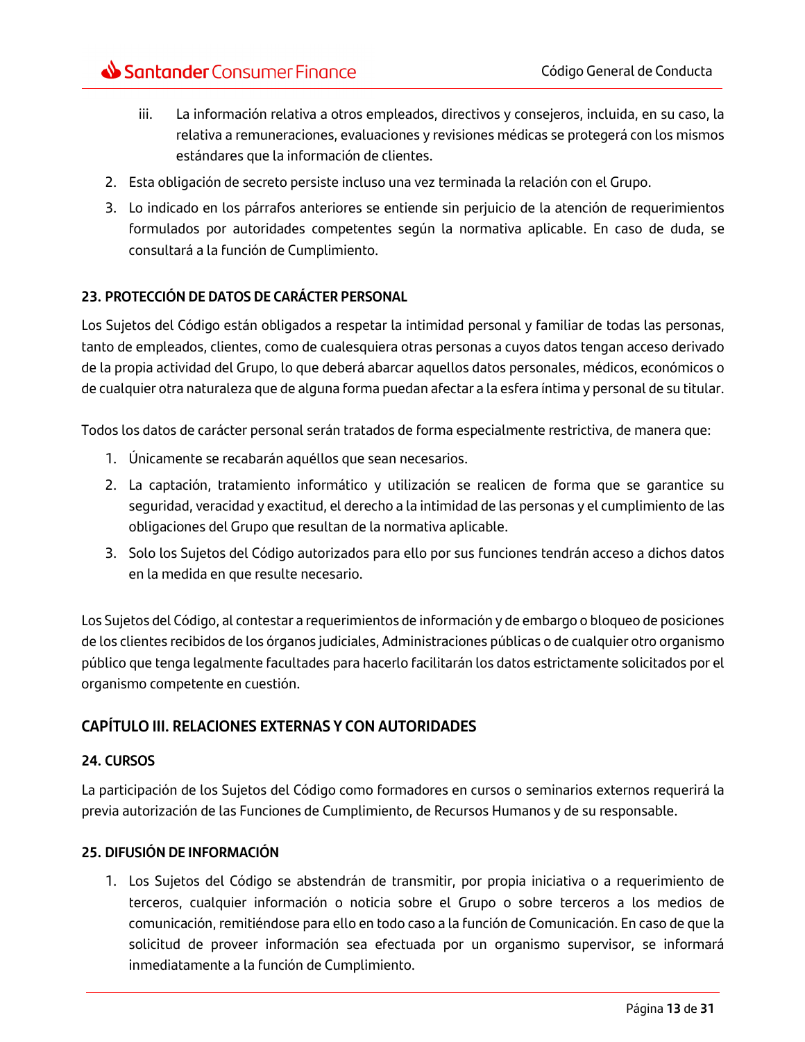iii. La información relativa a otros empleados, directivos y consejeros, incluida, en su caso, la relativa a remuneraciones, evaluaciones y revisiones médicas se protegerá con los mismos estándares que la información de clientes.

2. Esta obligación de secreto persiste incluso una vez terminada la relación con el Grupo.
3. Lo indicado en los párrafos anteriores se entiende sin perjuicio de la atención de requerimientos formulados por autoridades competentes según la normativa aplicable. En caso de duda, se consultará a la función de Cumplimiento.

### 23. PROTECCIÓN DE DATOS DE CARÁCTER PERSONAL

Los Sujetos del Código están obligados a respetar la intimidad personal y familiar de todas las personas, tanto de empleados, clientes, como de cualesquiera otras personas a cuyos datos tengan acceso derivado de la propia actividad del Grupo, lo que deberá abarcar aquellos datos personales, médicos, económicos o de cualquier otra naturaleza que de alguna forma puedan afectar a la esfera íntima y personal de su titular.

Todos los datos de carácter personal serán tratados de forma especialmente restrictiva, de manera que:

1. Únicamente se recabarán aquéllos que sean necesarios.
2. La captación, tratamiento informático y utilización se realicen de forma que se garantice su seguridad, veracidad y exactitud, el derecho a la intimidad de las personas y el cumplimiento de las obligaciones del Grupo que resultan de la normativa aplicable.
3. Solo los Sujetos del Código autorizados para ello por sus funciones tendrán acceso a dichos datos en la medida en que resulte necesario.

Los Sujetos del Código, al contestar a requerimientos de información y de embargo o bloqueo de posiciones de los clientes recibidos de los órganos judiciales, Administraciones públicas o de cualquier otro organismo público que tenga legalmente facultades para hacerlo facilitarán los datos estrictamente solicitados por el organismo competente en cuestión.

## CAPÍTULO III. RELACIONES EXTERNAS Y CON AUTORIDADES

### 24. CURSOS

La participación de los Sujetos del Código como formadores en cursos o seminarios externos requerirá la previa autorización de las Funciones de Cumplimiento, de Recursos Humanos y de su responsable.

### 25. DIFUSIÓN DE INFORMACIÓN

1. Los Sujetos del Código se abstendrán de transmitir, por propia iniciativa o a requerimiento de terceros, cualquier información o noticia sobre el Grupo o sobre terceros a los medios de comunicación, remitiéndose para ello en todo caso a la función de Comunicación. En caso de que la solicitud de proveer información sea efectuada por un organismo supervisor, se informará inmediatamente a la función de Cumplimiento.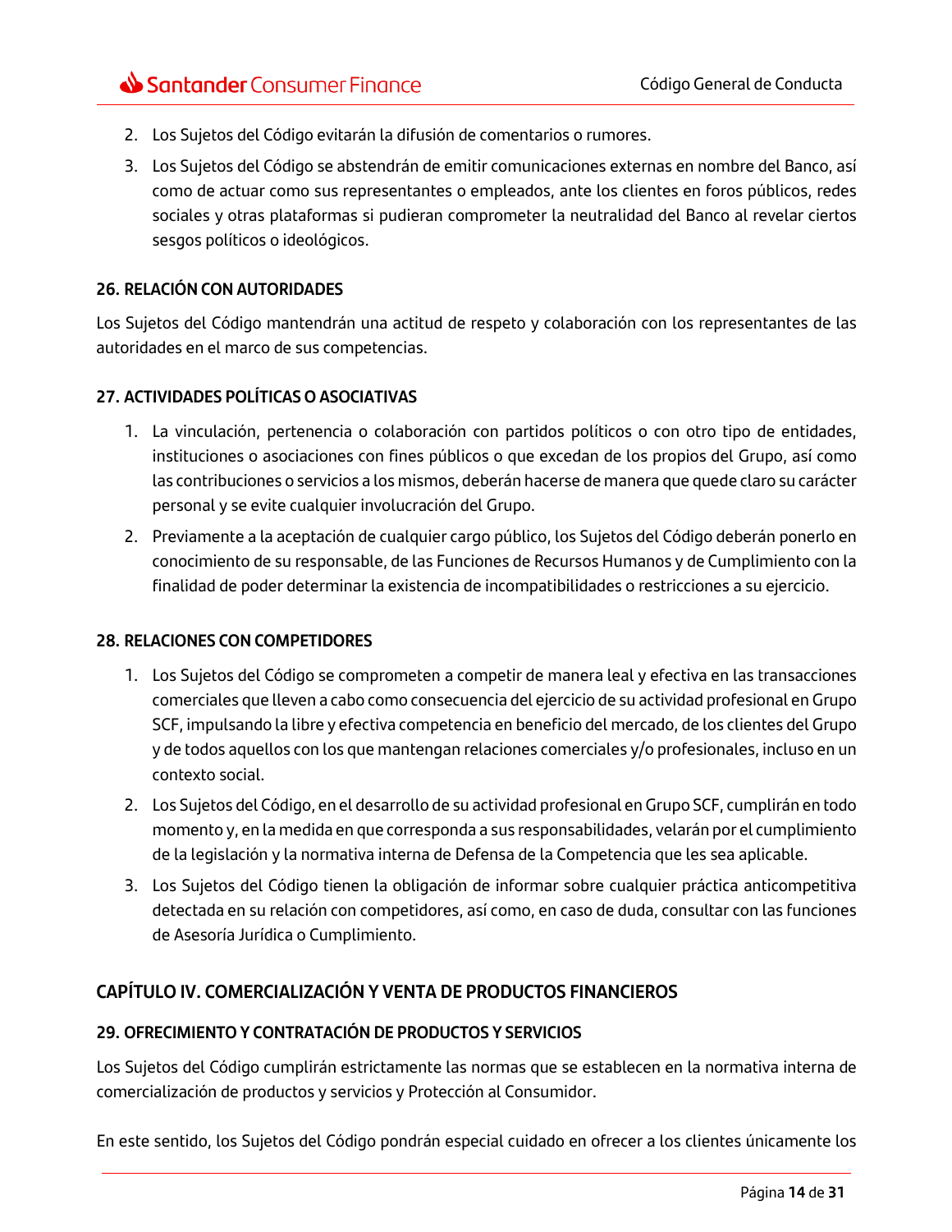2. Los Sujetos del Código evitarán la difusión de comentarios o rumores.
3. Los Sujetos del Código se abstendrán de emitir comunicaciones externas en nombre del Banco, así como de actuar como sus representantes o empleados, ante los clientes en foros públicos, redes sociales y otras plataformas si pudieran comprometer la neutralidad del Banco al revelar ciertos sesgos políticos o ideológicos.

### 26. RELACIÓN CON AUTORIDADES

Los Sujetos del Código mantendrán una actitud de respeto y colaboración con los representantes de las autoridades en el marco de sus competencias.

### 27. ACTIVIDADES POLÍTICAS O ASOCIATIVAS

1. La vinculación, pertenencia o colaboración con partidos políticos o con otro tipo de entidades, instituciones o asociaciones con fines públicos o que excedan de los propios del Grupo, así como las contribuciones o servicios a los mismos, deberán hacerse de manera que quede claro su carácter personal y se evite cualquier involucración del Grupo.
2. Previamente a la aceptación de cualquier cargo público, los Sujetos del Código deberán ponerlo en conocimiento de su responsable, de las Funciones de Recursos Humanos y de Cumplimiento con la finalidad de poder determinar la existencia de incompatibilidades o restricciones a su ejercicio.

### 28. RELACIONES CON COMPETIDORES

1. Los Sujetos del Código se comprometen a competir de manera leal y efectiva en las transacciones comerciales que lleven a cabo como consecuencia del ejercicio de su actividad profesional en Grupo SCF, impulsando la libre y efectiva competencia en beneficio del mercado, de los clientes del Grupo y de todos aquellos con los que mantengan relaciones comerciales y/o profesionales, incluso en un contexto social.
2. Los Sujetos del Código, en el desarrollo de su actividad profesional en Grupo SCF, cumplirán en todo momento y, en la medida en que corresponda a sus responsabilidades, velarán por el cumplimiento de la legislación y la normativa interna de Defensa de la Competencia que les sea aplicable.
3. Los Sujetos del Código tienen la obligación de informar sobre cualquier práctica anticompetitiva detectada en su relación con competidores, así como, en caso de duda, consultar con las funciones de Asesoría Jurídica o Cumplimiento.

## CAPÍTULO IV. COMERCIALIZACIÓN Y VENTA DE PRODUCTOS FINANCIEROS

### 29. OFRECIMIENTO Y CONTRATACIÓN DE PRODUCTOS Y SERVICIOS

Los Sujetos del Código cumplirán estrictamente las normas que se establecen en la normativa interna de comercialización de productos y servicios y Protección al Consumidor.

En este sentido, los Sujetos del Código pondrán especial cuidado en ofrecer a los clientes únicamente los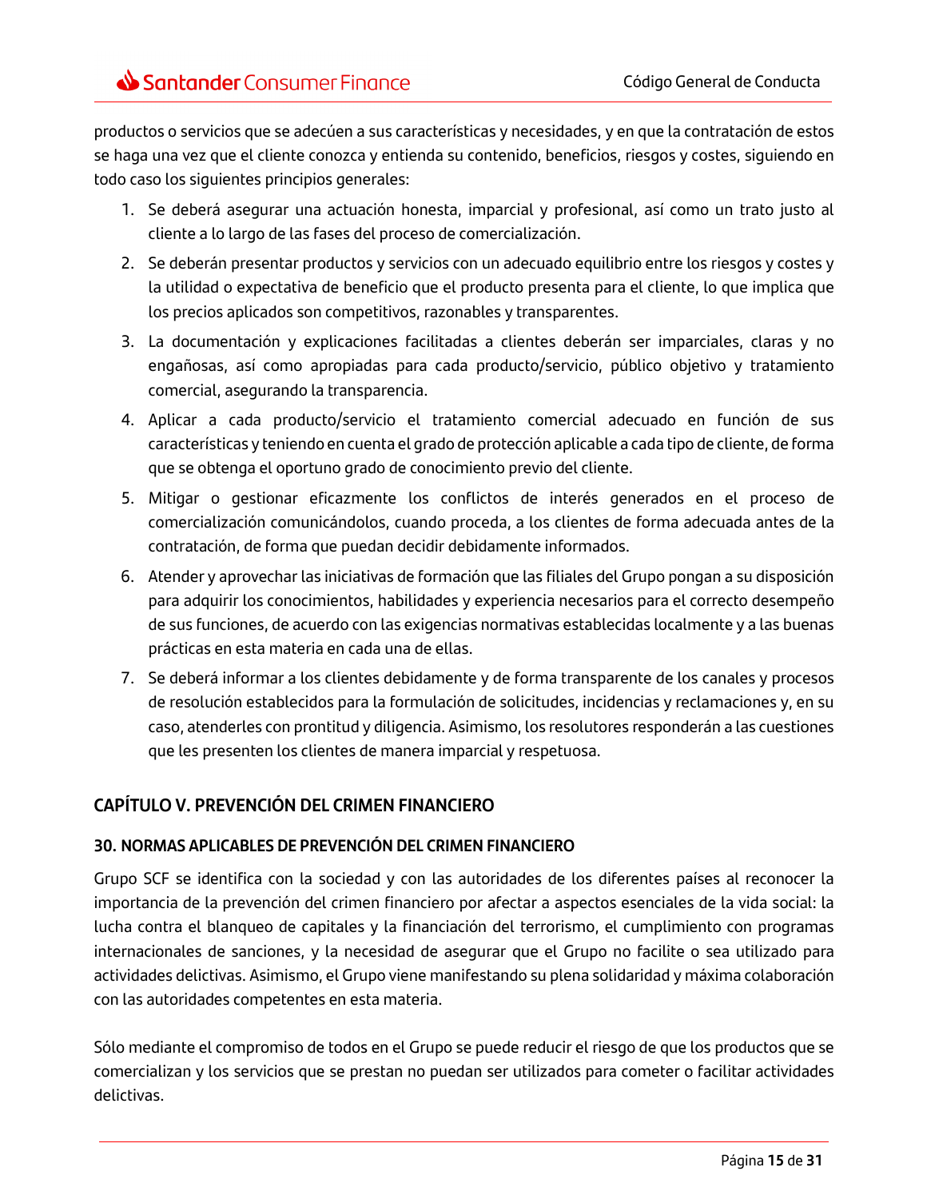productos o servicios que se adecúen a sus características y necesidades, y en que la contratación de estos se haga una vez que el cliente conozca y entienda su contenido, beneficios, riesgos y costes, siguiendo en todo caso los siguientes principios generales:

1. Se deberá asegurar una actuación honesta, imparcial y profesional, así como un trato justo al cliente a lo largo de las fases del proceso de comercialización.
2. Se deberán presentar productos y servicios con un adecuado equilibrio entre los riesgos y costes y la utilidad o expectativa de beneficio que el producto presenta para el cliente, lo que implica que los precios aplicados son competitivos, razonables y transparentes.
3. La documentación y explicaciones facilitadas a clientes deberán ser imparciales, claras y no engañosas, así como apropiadas para cada producto/servicio, público objetivo y tratamiento comercial, asegurando la transparencia.
4. Aplicar a cada producto/servicio el tratamiento comercial adecuado en función de sus características y teniendo en cuenta el grado de protección aplicable a cada tipo de cliente, de forma que se obtenga el oportuno grado de conocimiento previo del cliente.
5. Mitigar o gestionar eficazmente los conflictos de interés generados en el proceso de comercialización comunicándolos, cuando proceda, a los clientes de forma adecuada antes de la contratación, de forma que puedan decidir debidamente informados.
6. Atender y aprovechar las iniciativas de formación que las filiales del Grupo pongan a su disposición para adquirir los conocimientos, habilidades y experiencia necesarios para el correcto desempeño de sus funciones, de acuerdo con las exigencias normativas establecidas localmente y a las buenas prácticas en esta materia en cada una de ellas.
7. Se deberá informar a los clientes debidamente y de forma transparente de los canales y procesos de resolución establecidos para la formulación de solicitudes, incidencias y reclamaciones y, en su caso, atenderles con prontitud y diligencia. Asimismo, los resolutores responderán a las cuestiones que les presenten los clientes de manera imparcial y respetuosa.

## CAPÍTULO V. PREVENCIÓN DEL CRIMEN FINANCIERO

### 30. NORMAS APLICABLES DE PREVENCIÓN DEL CRIMEN FINANCIERO

Grupo SCF se identifica con la sociedad y con las autoridades de los diferentes países al reconocer la importancia de la prevención del crimen financiero por afectar a aspectos esenciales de la vida social: la lucha contra el blanqueo de capitales y la financiación del terrorismo, el cumplimiento con programas internacionales de sanciones, y la necesidad de asegurar que el Grupo no facilite o sea utilizado para actividades delictivas. Asimismo, el Grupo viene manifestando su plena solidaridad y máxima colaboración con las autoridades competentes en esta materia.

Sólo mediante el compromiso de todos en el Grupo se puede reducir el riesgo de que los productos que se comercializan y los servicios que se prestan no puedan ser utilizados para cometer o facilitar actividades delictivas.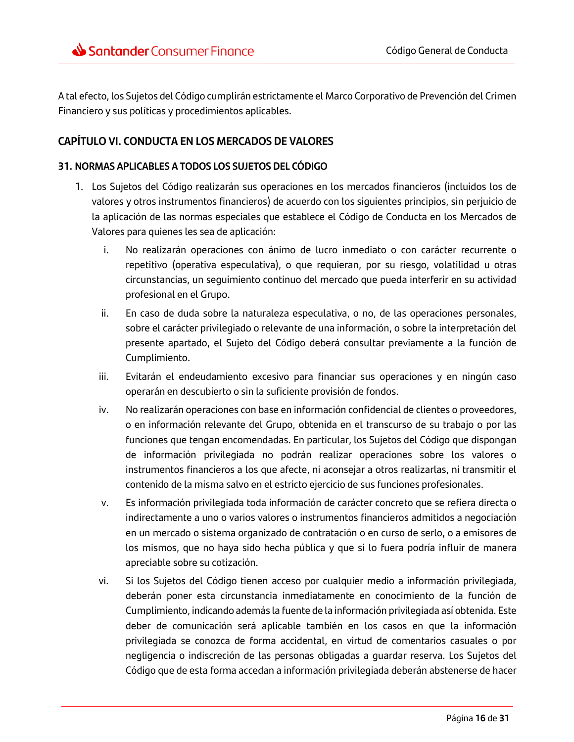A tal efecto, los Sujetos del Código cumplirán estrictamente el Marco Corporativo de Prevención del Crimen Financiero y sus políticas y procedimientos aplicables.

## CAPÍTULO VI. CONDUCTA EN LOS MERCADOS DE VALORES

### 31. NORMAS APLICABLES A TODOS LOS SUJETOS DEL CÓDIGO

1. Los Sujetos del Código realizarán sus operaciones en los mercados financieros (incluidos los de valores y otros instrumentos financieros) de acuerdo con los siguientes principios, sin perjuicio de la aplicación de las normas especiales que establece el Código de Conducta en los Mercados de Valores para quienes les sea de aplicación:

   i. No realizarán operaciones con ánimo de lucro inmediato o con carácter recurrente o repetitivo (operativa especulativa), o que requieran, por su riesgo, volatilidad u otras circunstancias, un seguimiento continuo del mercado que pueda interferir en su actividad profesional en el Grupo.

   ii. En caso de duda sobre la naturaleza especulativa, o no, de las operaciones personales, sobre el carácter privilegiado o relevante de una información, o sobre la interpretación del presente apartado, el Sujeto del Código deberá consultar previamente a la función de Cumplimiento.

   iii. Evitarán el endeudamiento excesivo para financiar sus operaciones y en ningún caso operarán en descubierto o sin la suficiente provisión de fondos.

   iv. No realizarán operaciones con base en información confidencial de clientes o proveedores, o en información relevante del Grupo, obtenida en el transcurso de su trabajo o por las funciones que tengan encomendadas. En particular, los Sujetos del Código que dispongan de información privilegiada no podrán realizar operaciones sobre los valores o instrumentos financieros a los que afecte, ni aconsejar a otros realizarlas, ni transmitir el contenido de la misma salvo en el estricto ejercicio de sus funciones profesionales.

   v. Es información privilegiada toda información de carácter concreto que se refiera directa o indirectamente a uno o varios valores o instrumentos financieros admitidos a negociación en un mercado o sistema organizado de contratación o en curso de serlo, o a emisores de los mismos, que no haya sido hecha pública y que si lo fuera podría influir de manera apreciable sobre su cotización.

   vi. Si los Sujetos del Código tienen acceso por cualquier medio a información privilegiada, deberán poner esta circunstancia inmediatamente en conocimiento de la función de Cumplimiento, indicando además la fuente de la información privilegiada así obtenida. Este deber de comunicación será aplicable también en los casos en que la información privilegiada se conozca de forma accidental, en virtud de comentarios casuales o por negligencia o indiscreción de las personas obligadas a guardar reserva. Los Sujetos del Código que de esta forma accedan a información privilegiada deberán abstenerse de hacer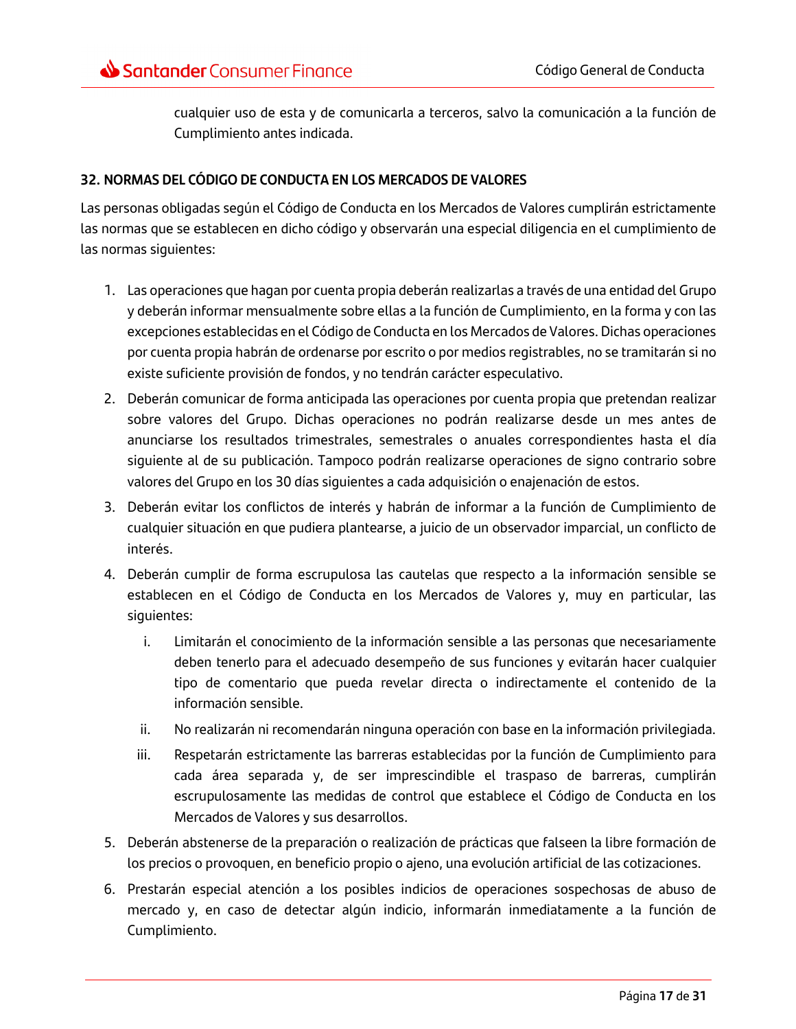cualquier uso de esta y de comunicarla a terceros, salvo la comunicación a la función de Cumplimiento antes indicada.

## 32. NORMAS DEL CÓDIGO DE CONDUCTA EN LOS MERCADOS DE VALORES

Las personas obligadas según el Código de Conducta en los Mercados de Valores cumplirán estrictamente las normas que se establecen en dicho código y observarán una especial diligencia en el cumplimiento de las normas siguientes:

1. Las operaciones que hagan por cuenta propia deberán realizarlas a través de una entidad del Grupo y deberán informar mensualmente sobre ellas a la función de Cumplimiento, en la forma y con las excepciones establecidas en el Código de Conducta en los Mercados de Valores. Dichas operaciones por cuenta propia habrán de ordenarse por escrito o por medios registrables, no se tramitarán si no existe suficiente provisión de fondos, y no tendrán carácter especulativo.
2. Deberán comunicar de forma anticipada las operaciones por cuenta propia que pretendan realizar sobre valores del Grupo. Dichas operaciones no podrán realizarse desde un mes antes de anunciarse los resultados trimestrales, semestrales o anuales correspondientes hasta el día siguiente al de su publicación. Tampoco podrán realizarse operaciones de signo contrario sobre valores del Grupo en los 30 días siguientes a cada adquisición o enajenación de estos.
3. Deberán evitar los conflictos de interés y habrán de informar a la función de Cumplimiento de cualquier situación en que pudiera plantearse, a juicio de un observador imparcial, un conflicto de interés.
4. Deberán cumplir de forma escrupulosa las cautelas que respecto a la información sensible se establecen en el Código de Conducta en los Mercados de Valores y, muy en particular, las siguientes:
   1. Limitarán el conocimiento de la información sensible a las personas que necesariamente deben tenerlo para el adecuado desempeño de sus funciones y evitarán hacer cualquier tipo de comentario que pueda revelar directa o indirectamente el contenido de la información sensible.
   2. No realizarán ni recomendarán ninguna operación con base en la información privilegiada.
   3. Respetarán estrictamente las barreras establecidas por la función de Cumplimiento para cada área separada y, de ser imprescindible el traspaso de barreras, cumplirán escrupulosamente las medidas de control que establece el Código de Conducta en los Mercados de Valores y sus desarrollos.
5. Deberán abstenerse de la preparación o realización de prácticas que falseen la libre formación de los precios o provoquen, en beneficio propio o ajeno, una evolución artificial de las cotizaciones.
6. Prestarán especial atención a los posibles indicios de operaciones sospechosas de abuso de mercado y, en caso de detectar algún indicio, informarán inmediatamente a la función de Cumplimiento.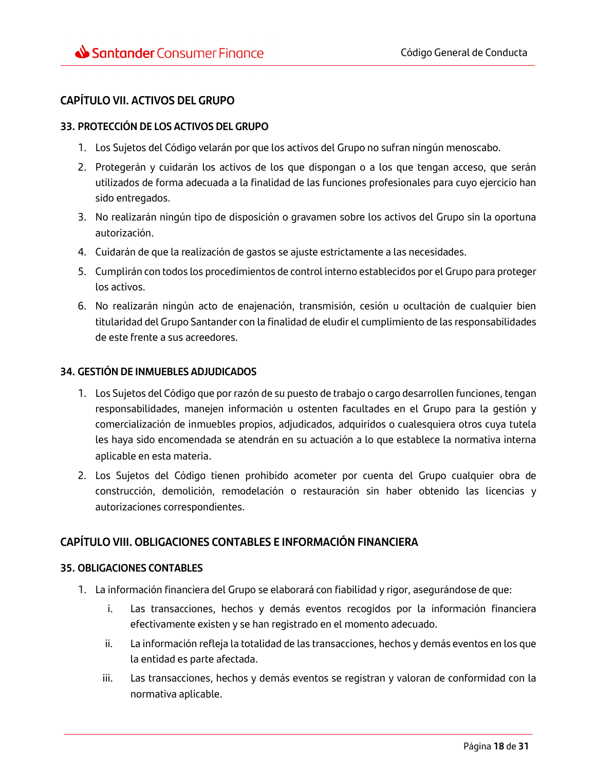## CAPÍTULO VII. ACTIVOS DEL GRUPO

### 33. PROTECCIÓN DE LOS ACTIVOS DEL GRUPO

1. Los Sujetos del Código velarán por que los activos del Grupo no sufran ningún menoscabo.
2. Protegerán y cuidarán los activos de los que dispongan o a los que tengan acceso, que serán utilizados de forma adecuada a la finalidad de las funciones profesionales para cuyo ejercicio han sido entregados.
3. No realizarán ningún tipo de disposición o gravamen sobre los activos del Grupo sin la oportuna autorización.
4. Cuidarán de que la realización de gastos se ajuste estrictamente a las necesidades.
5. Cumplirán con todos los procedimientos de control interno establecidos por el Grupo para proteger los activos.
6. No realizarán ningún acto de enajenación, transmisión, cesión u ocultación de cualquier bien titularidad del Grupo Santander con la finalidad de eludir el cumplimiento de las responsabilidades de este frente a sus acreedores.

### 34. GESTIÓN DE INMUEBLES ADJUDICADOS

1. Los Sujetos del Código que por razón de su puesto de trabajo o cargo desarrollen funciones, tengan responsabilidades, manejen información u ostenten facultades en el Grupo para la gestión y comercialización de inmuebles propios, adjudicados, adquiridos o cualesquiera otros cuya tutela les haya sido encomendada se atendrán en su actuación a lo que establece la normativa interna aplicable en esta materia.
2. Los Sujetos del Código tienen prohibido acometer por cuenta del Grupo cualquier obra de construcción, demolición, remodelación o restauración sin haber obtenido las licencias y autorizaciones correspondientes.

## CAPÍTULO VIII. OBLIGACIONES CONTABLES E INFORMACIÓN FINANCIERA

### 35. OBLIGACIONES CONTABLES

1. La información financiera del Grupo se elaborará con fiabilidad y rigor, asegurándose de que:
   i. Las transacciones, hechos y demás eventos recogidos por la información financiera efectivamente existen y se han registrado en el momento adecuado.
   ii. La información refleja la totalidad de las transacciones, hechos y demás eventos en los que la entidad es parte afectada.
   iii. Las transacciones, hechos y demás eventos se registran y valoran de conformidad con la normativa aplicable.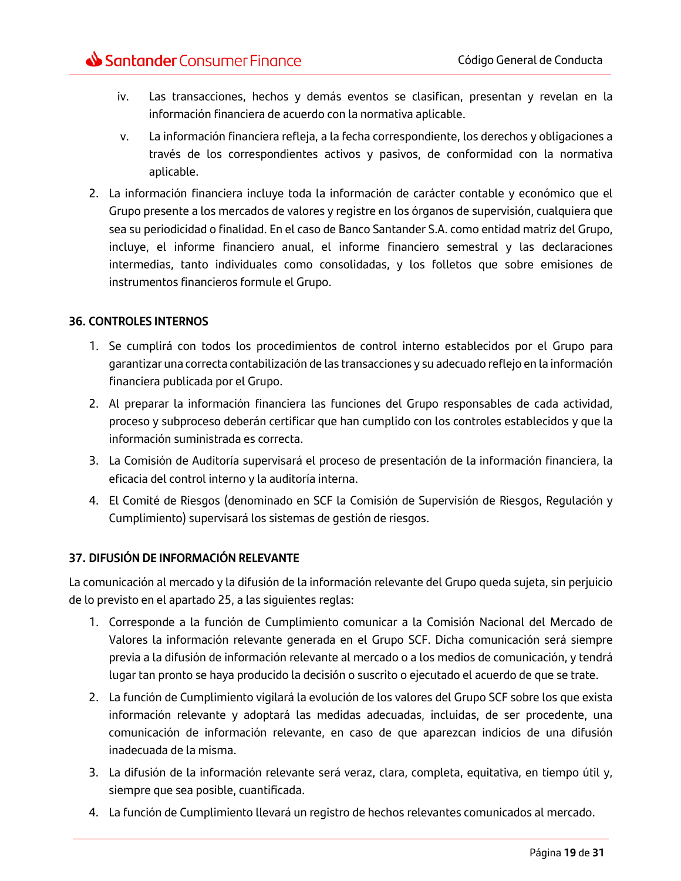iv. Las transacciones, hechos y demás eventos se clasifican, presentan y revelan en la información financiera de acuerdo con la normativa aplicable.

v. La información financiera refleja, a la fecha correspondiente, los derechos y obligaciones a través de los correspondientes activos y pasivos, de conformidad con la normativa aplicable.

2. La información financiera incluye toda la información de carácter contable y económico que el Grupo presente a los mercados de valores y registre en los órganos de supervisión, cualquiera que sea su periodicidad o finalidad. En el caso de Banco Santander S.A. como entidad matriz del Grupo, incluye, el informe financiero anual, el informe financiero semestral y las declaraciones intermedias, tanto individuales como consolidadas, y los folletos que sobre emisiones de instrumentos financieros formule el Grupo.

### 36. CONTROLES INTERNOS

1. Se cumplirá con todos los procedimientos de control interno establecidos por el Grupo para garantizar una correcta contabilización de las transacciones y su adecuado reflejo en la información financiera publicada por el Grupo.
2. Al preparar la información financiera las funciones del Grupo responsables de cada actividad, proceso y subproceso deberán certificar que han cumplido con los controles establecidos y que la información suministrada es correcta.
3. La Comisión de Auditoría supervisará el proceso de presentación de la información financiera, la eficacia del control interno y la auditoría interna.
4. El Comité de Riesgos (denominado en SCF la Comisión de Supervisión de Riesgos, Regulación y Cumplimiento) supervisará los sistemas de gestión de riesgos.

### 37. DIFUSIÓN DE INFORMACIÓN RELEVANTE

La comunicación al mercado y la difusión de la información relevante del Grupo queda sujeta, sin perjuicio de lo previsto en el apartado 25, a las siguientes reglas:

1. Corresponde a la función de Cumplimiento comunicar a la Comisión Nacional del Mercado de Valores la información relevante generada en el Grupo SCF. Dicha comunicación será siempre previa a la difusión de información relevante al mercado o a los medios de comunicación, y tendrá lugar tan pronto se haya producido la decisión o suscrito o ejecutado el acuerdo de que se trate.
2. La función de Cumplimiento vigilará la evolución de los valores del Grupo SCF sobre los que exista información relevante y adoptará las medidas adecuadas, incluidas, de ser procedente, una comunicación de información relevante, en caso de que aparezcan indicios de una difusión inadecuada de la misma.
3. La difusión de la información relevante será veraz, clara, completa, equitativa, en tiempo útil y, siempre que sea posible, cuantificada.
4. La función de Cumplimiento llevará un registro de hechos relevantes comunicados al mercado.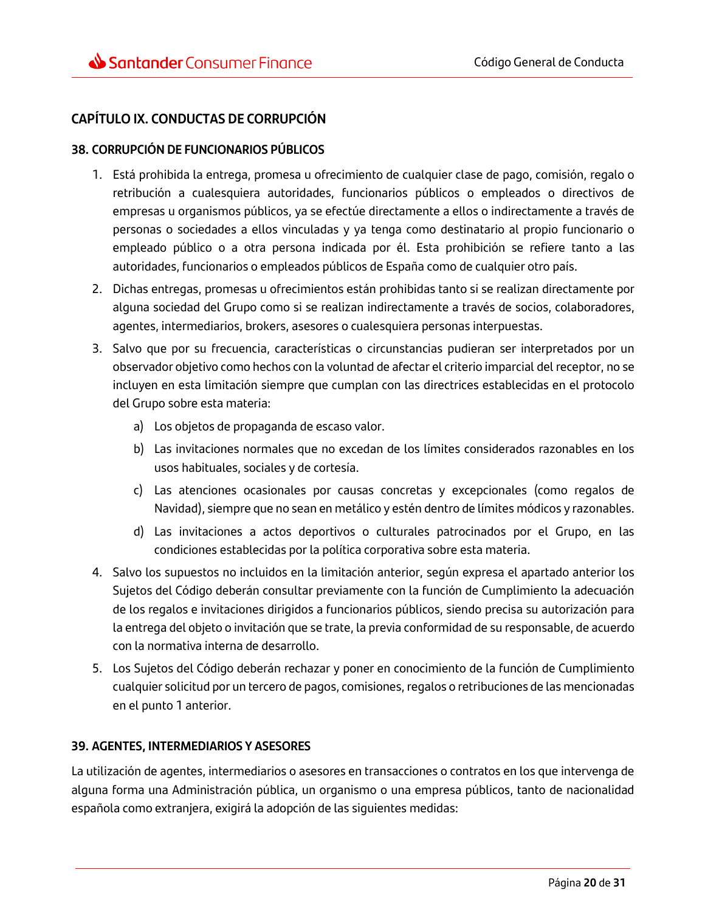## CAPÍTULO IX. CONDUCTAS DE CORRUPCIÓN

### 38. CORRUPCIÓN DE FUNCIONARIOS PÚBLICOS

1. Está prohibida la entrega, promesa u ofrecimiento de cualquier clase de pago, comisión, regalo o retribución a cualesquiera autoridades, funcionarios públicos o empleados o directivos de empresas u organismos públicos, ya se efectúe directamente a ellos o indirectamente a través de personas o sociedades a ellos vinculadas y ya tenga como destinatario al propio funcionario o empleado público o a otra persona indicada por él. Esta prohibición se refiere tanto a las autoridades, funcionarios o empleados públicos de España como de cualquier otro país.
2. Dichas entregas, promesas u ofrecimientos están prohibidas tanto si se realizan directamente por alguna sociedad del Grupo como si se realizan indirectamente a través de socios, colaboradores, agentes, intermediarios, brokers, asesores o cualesquiera personas interpuestas.
3. Salvo que por su frecuencia, características o circunstancias pudieran ser interpretados por un observador objetivo como hechos con la voluntad de afectar el criterio imparcial del receptor, no se incluyen en esta limitación siempre que cumplan con las directrices establecidas en el protocolo del Grupo sobre esta materia:
   a) Los objetos de propaganda de escaso valor.
   b) Las invitaciones normales que no excedan de los límites considerados razonables en los usos habituales, sociales y de cortesía.
   c) Las atenciones ocasionales por causas concretas y excepcionales (como regalos de Navidad), siempre que no sean en metálico y estén dentro de límites módicos y razonables.
   d) Las invitaciones a actos deportivos o culturales patrocinados por el Grupo, en las condiciones establecidas por la política corporativa sobre esta materia.
4. Salvo los supuestos no incluidos en la limitación anterior, según expresa el apartado anterior los Sujetos del Código deberán consultar previamente con la función de Cumplimiento la adecuación de los regalos e invitaciones dirigidos a funcionarios públicos, siendo precisa su autorización para la entrega del objeto o invitación que se trate, la previa conformidad de su responsable, de acuerdo con la normativa interna de desarrollo.
5. Los Sujetos del Código deberán rechazar y poner en conocimiento de la función de Cumplimiento cualquier solicitud por un tercero de pagos, comisiones, regalos o retribuciones de las mencionadas en el punto 1 anterior.

### 39. AGENTES, INTERMEDIARIOS Y ASESORES

La utilización de agentes, intermediarios o asesores en transacciones o contratos en los que intervenga de alguna forma una Administración pública, un organismo o una empresa públicos, tanto de nacionalidad española como extranjera, exigirá la adopción de las siguientes medidas: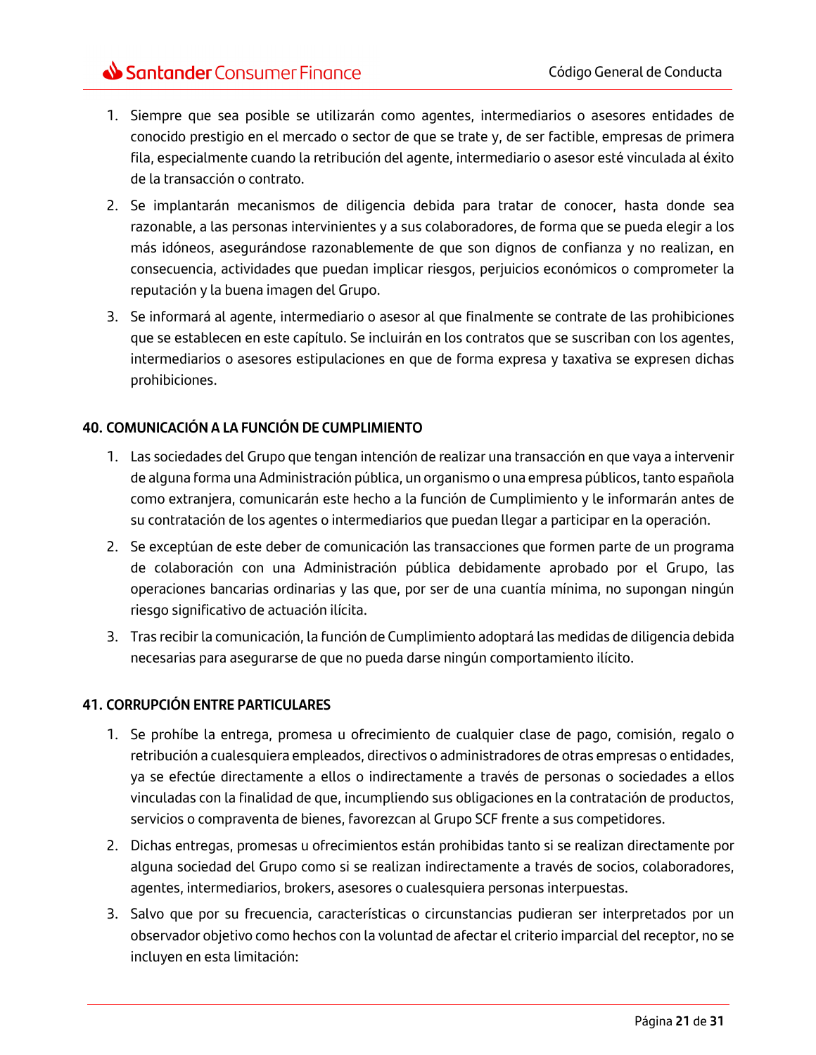1. Siempre que sea posible se utilizarán como agentes, intermediarios o asesores entidades de conocido prestigio en el mercado o sector de que se trate y, de ser factible, empresas de primera fila, especialmente cuando la retribución del agente, intermediario o asesor esté vinculada al éxito de la transacción o contrato.
2. Se implantarán mecanismos de diligencia debida para tratar de conocer, hasta donde sea razonable, a las personas intervinientes y a sus colaboradores, de forma que se pueda elegir a los más idóneos, asegurándose razonablemente de que son dignos de confianza y no realizan, en consecuencia, actividades que puedan implicar riesgos, perjuicios económicos o comprometer la reputación y la buena imagen del Grupo.
3. Se informará al agente, intermediario o asesor al que finalmente se contrate de las prohibiciones que se establecen en este capítulo. Se incluirán en los contratos que se suscriban con los agentes, intermediarios o asesores estipulaciones en que de forma expresa y taxativa se expresen dichas prohibiciones.

### 40. COMUNICACIÓN A LA FUNCIÓN DE CUMPLIMIENTO

1. Las sociedades del Grupo que tengan intención de realizar una transacción en que vaya a intervenir de alguna forma una Administración pública, un organismo o una empresa públicos, tanto española como extranjera, comunicarán este hecho a la función de Cumplimiento y le informarán antes de su contratación de los agentes o intermediarios que puedan llegar a participar en la operación.
2. Se exceptúan de este deber de comunicación las transacciones que formen parte de un programa de colaboración con una Administración pública debidamente aprobado por el Grupo, las operaciones bancarias ordinarias y las que, por ser de una cuantía mínima, no supongan ningún riesgo significativo de actuación ilícita.
3. Tras recibir la comunicación, la función de Cumplimiento adoptará las medidas de diligencia debida necesarias para asegurarse de que no pueda darse ningún comportamiento ilícito.

### 41. CORRUPCIÓN ENTRE PARTICULARES

1. Se prohíbe la entrega, promesa u ofrecimiento de cualquier clase de pago, comisión, regalo o retribución a cualesquiera empleados, directivos o administradores de otras empresas o entidades, ya se efectúe directamente a ellos o indirectamente a través de personas o sociedades a ellos vinculadas con la finalidad de que, incumpliendo sus obligaciones en la contratación de productos, servicios o compraventa de bienes, favorezcan al Grupo SCF frente a sus competidores.
2. Dichas entregas, promesas u ofrecimientos están prohibidas tanto si se realizan directamente por alguna sociedad del Grupo como si se realizan indirectamente a través de socios, colaboradores, agentes, intermediarios, brokers, asesores o cualesquiera personas interpuestas.
3. Salvo que por su frecuencia, características o circunstancias pudieran ser interpretados por un observador objetivo como hechos con la voluntad de afectar el criterio imparcial del receptor, no se incluyen en esta limitación: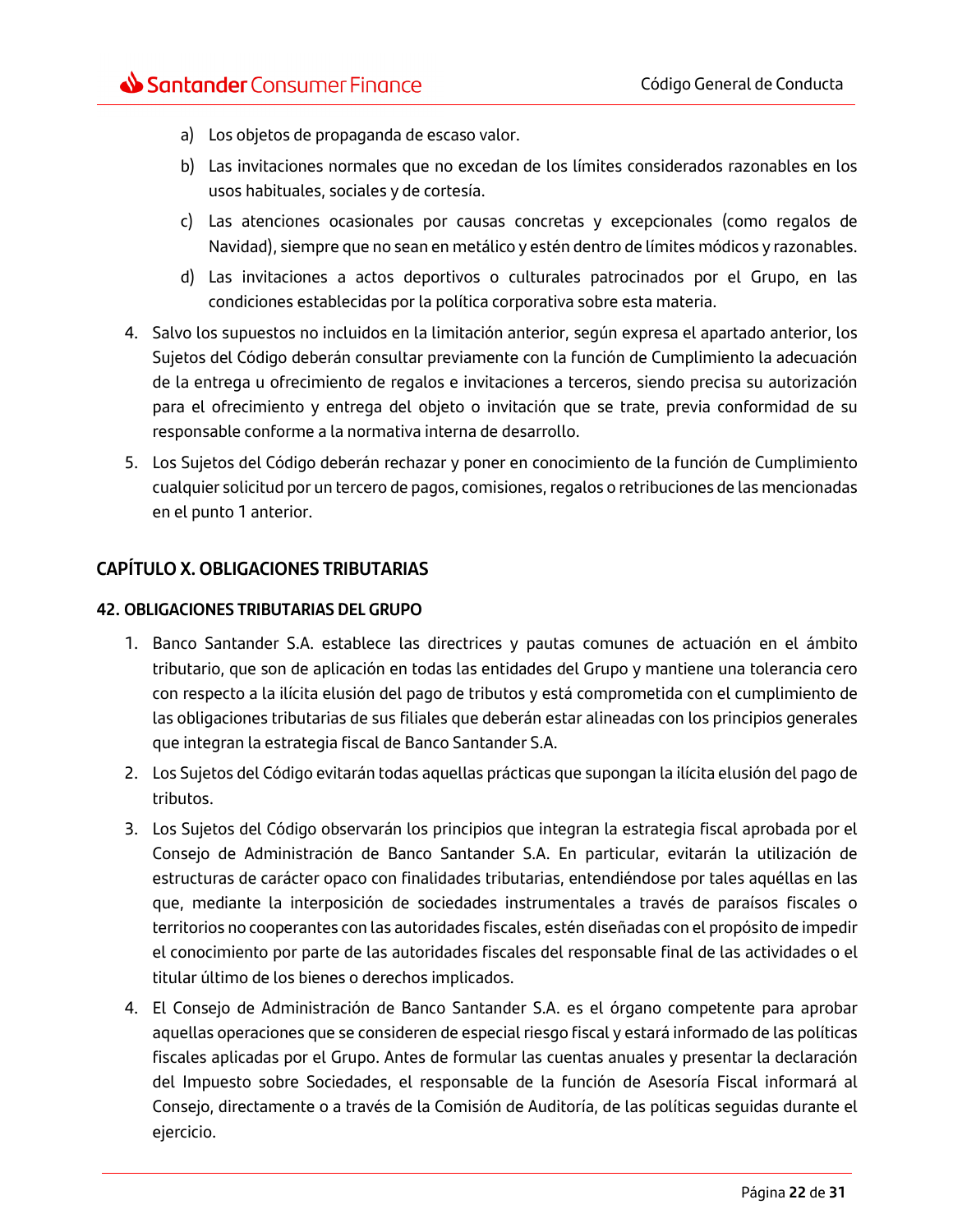a) Los objetos de propaganda de escaso valor.

b) Las invitaciones normales que no excedan de los límites considerados razonables en los usos habituales, sociales y de cortesía.

c) Las atenciones ocasionales por causas concretas y excepcionales (como regalos de Navidad), siempre que no sean en metálico y estén dentro de límites módicos y razonables.

d) Las invitaciones a actos deportivos o culturales patrocinados por el Grupo, en las condiciones establecidas por la política corporativa sobre esta materia.

4. Salvo los supuestos no incluidos en la limitación anterior, según expresa el apartado anterior, los Sujetos del Código deberán consultar previamente con la función de Cumplimiento la adecuación de la entrega u ofrecimiento de regalos e invitaciones a terceros, siendo precisa su autorización para el ofrecimiento y entrega del objeto o invitación que se trate, previa conformidad de su responsable conforme a la normativa interna de desarrollo.

5. Los Sujetos del Código deberán rechazar y poner en conocimiento de la función de Cumplimiento cualquier solicitud por un tercero de pagos, comisiones, regalos o retribuciones de las mencionadas en el punto 1 anterior.

## CAPÍTULO X. OBLIGACIONES TRIBUTARIAS

### 42. OBLIGACIONES TRIBUTARIAS DEL GRUPO

1. Banco Santander S.A. establece las directrices y pautas comunes de actuación en el ámbito tributario, que son de aplicación en todas las entidades del Grupo y mantiene una tolerancia cero con respecto a la ilícita elusión del pago de tributos y está comprometida con el cumplimiento de las obligaciones tributarias de sus filiales que deberán estar alineadas con los principios generales que integran la estrategia fiscal de Banco Santander S.A.

2. Los Sujetos del Código evitarán todas aquellas prácticas que supongan la ilícita elusión del pago de tributos.

3. Los Sujetos del Código observarán los principios que integran la estrategia fiscal aprobada por el Consejo de Administración de Banco Santander S.A. En particular, evitarán la utilización de estructuras de carácter opaco con finalidades tributarias, entendiéndose por tales aquéllas en las que, mediante la interposición de sociedades instrumentales a través de paraísos fiscales o territorios no cooperantes con las autoridades fiscales, estén diseñadas con el propósito de impedir el conocimiento por parte de las autoridades fiscales del responsable final de las actividades o el titular último de los bienes o derechos implicados.

4. El Consejo de Administración de Banco Santander S.A. es el órgano competente para aprobar aquellas operaciones que se consideren de especial riesgo fiscal y estará informado de las políticas fiscales aplicadas por el Grupo. Antes de formular las cuentas anuales y presentar la declaración del Impuesto sobre Sociedades, el responsable de la función de Asesoría Fiscal informará al Consejo, directamente o a través de la Comisión de Auditoría, de las políticas seguidas durante el ejercicio.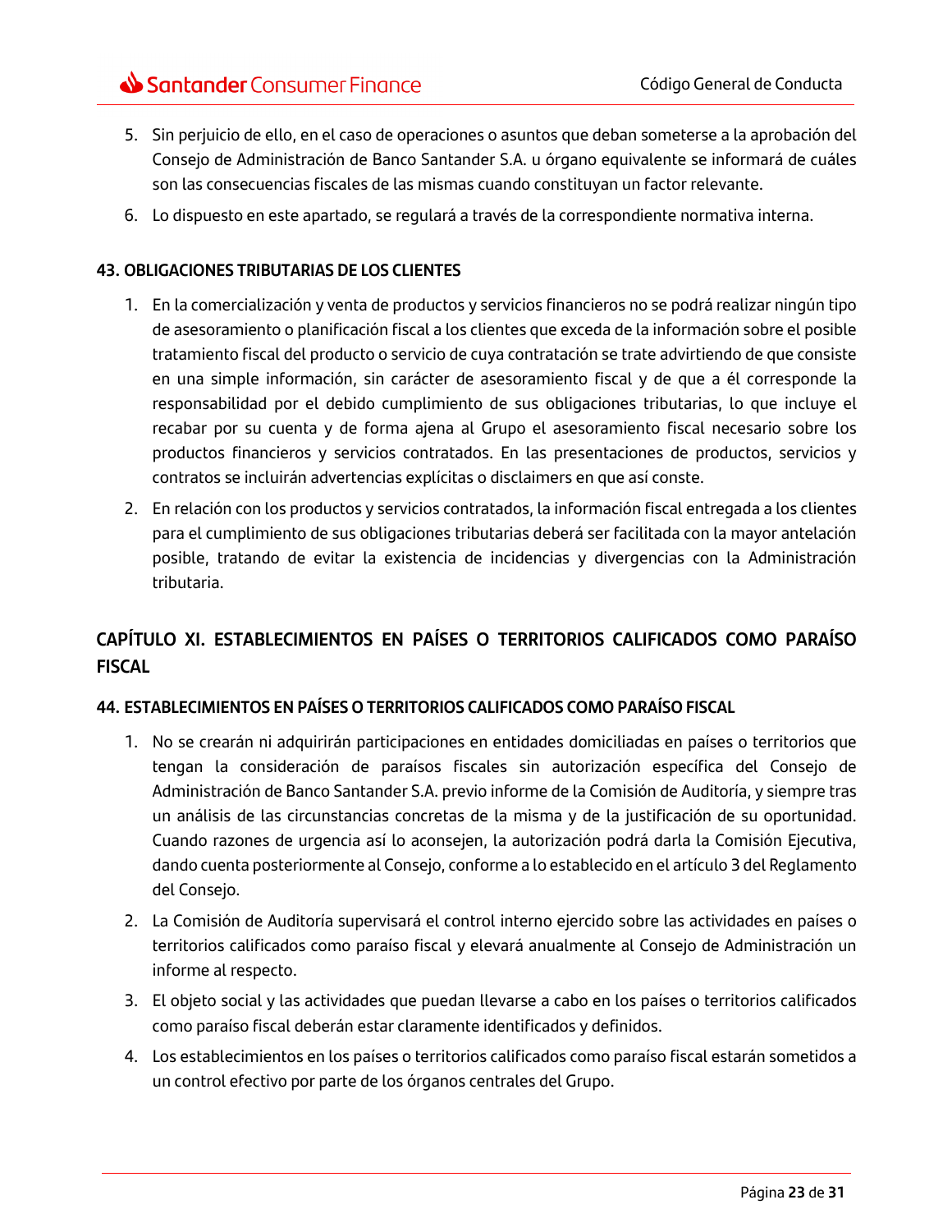5. Sin perjuicio de ello, en el caso de operaciones o asuntos que deban someterse a la aprobación del Consejo de Administración de Banco Santander S.A. u órgano equivalente se informará de cuáles son las consecuencias fiscales de las mismas cuando constituyan un factor relevante.
6. Lo dispuesto en este apartado, se regulará a través de la correspondiente normativa interna.

### 43. OBLIGACIONES TRIBUTARIAS DE LOS CLIENTES

1. En la comercialización y venta de productos y servicios financieros no se podrá realizar ningún tipo de asesoramiento o planificación fiscal a los clientes que exceda de la información sobre el posible tratamiento fiscal del producto o servicio de cuya contratación se trate advirtiendo de que consiste en una simple información, sin carácter de asesoramiento fiscal y de que a él corresponde la responsabilidad por el debido cumplimiento de sus obligaciones tributarias, lo que incluye el recabar por su cuenta y de forma ajena al Grupo el asesoramiento fiscal necesario sobre los productos financieros y servicios contratados. En las presentaciones de productos, servicios y contratos se incluirán advertencias explícitas o disclaimers en que así conste.
2. En relación con los productos y servicios contratados, la información fiscal entregada a los clientes para el cumplimiento de sus obligaciones tributarias deberá ser facilitada con la mayor antelación posible, tratando de evitar la existencia de incidencias y divergencias con la Administración tributaria.

## CAPÍTULO XI. ESTABLECIMIENTOS EN PAÍSES O TERRITORIOS CALIFICADOS COMO PARAÍSO FISCAL

### 44. ESTABLECIMIENTOS EN PAÍSES O TERRITORIOS CALIFICADOS COMO PARAÍSO FISCAL

1. No se crearán ni adquirirán participaciones en entidades domiciliadas en países o territorios que tengan la consideración de paraísos fiscales sin autorización específica del Consejo de Administración de Banco Santander S.A. previo informe de la Comisión de Auditoría, y siempre tras un análisis de las circunstancias concretas de la misma y de la justificación de su oportunidad. Cuando razones de urgencia así lo aconsejen, la autorización podrá darla la Comisión Ejecutiva, dando cuenta posteriormente al Consejo, conforme a lo establecido en el artículo 3 del Reglamento del Consejo.
2. La Comisión de Auditoría supervisará el control interno ejercido sobre las actividades en países o territorios calificados como paraíso fiscal y elevará anualmente al Consejo de Administración un informe al respecto.
3. El objeto social y las actividades que puedan llevarse a cabo en los países o territorios calificados como paraíso fiscal deberán estar claramente identificados y definidos.
4. Los establecimientos en los países o territorios calificados como paraíso fiscal estarán sometidos a un control efectivo por parte de los órganos centrales del Grupo.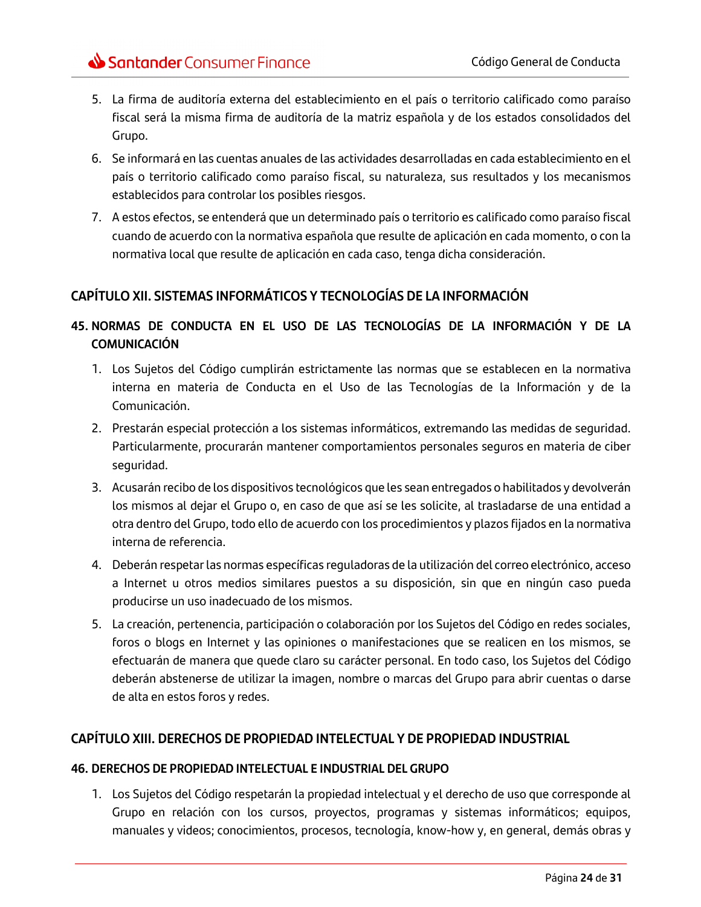5. La firma de auditoría externa del establecimiento en el país o territorio calificado como paraíso fiscal será la misma firma de auditoría de la matriz española y de los estados consolidados del Grupo.
6. Se informará en las cuentas anuales de las actividades desarrolladas en cada establecimiento en el país o territorio calificado como paraíso fiscal, su naturaleza, sus resultados y los mecanismos establecidos para controlar los posibles riesgos.
7. A estos efectos, se entenderá que un determinado país o territorio es calificado como paraíso fiscal cuando de acuerdo con la normativa española que resulte de aplicación en cada momento, o con la normativa local que resulte de aplicación en cada caso, tenga dicha consideración.

## CAPÍTULO XII. SISTEMAS INFORMÁTICOS Y TECNOLOGÍAS DE LA INFORMACIÓN

### 45. NORMAS DE CONDUCTA EN EL USO DE LAS TECNOLOGÍAS DE LA INFORMACIÓN Y DE LA COMUNICACIÓN

1. Los Sujetos del Código cumplirán estrictamente las normas que se establecen en la normativa interna en materia de Conducta en el Uso de las Tecnologías de la Información y de la Comunicación.
2. Prestarán especial protección a los sistemas informáticos, extremando las medidas de seguridad. Particularmente, procurarán mantener comportamientos personales seguros en materia de ciber seguridad.
3. Acusarán recibo de los dispositivos tecnológicos que les sean entregados o habilitados y devolverán los mismos al dejar el Grupo o, en caso de que así se les solicite, al trasladarse de una entidad a otra dentro del Grupo, todo ello de acuerdo con los procedimientos y plazos fijados en la normativa interna de referencia.
4. Deberán respetar las normas específicas reguladoras de la utilización del correo electrónico, acceso a Internet u otros medios similares puestos a su disposición, sin que en ningún caso pueda producirse un uso inadecuado de los mismos.
5. La creación, pertenencia, participación o colaboración por los Sujetos del Código en redes sociales, foros o blogs en Internet y las opiniones o manifestaciones que se realicen en los mismos, se efectuarán de manera que quede claro su carácter personal. En todo caso, los Sujetos del Código deberán abstenerse de utilizar la imagen, nombre o marcas del Grupo para abrir cuentas o darse de alta en estos foros y redes.

## CAPÍTULO XIII. DERECHOS DE PROPIEDAD INTELECTUAL Y DE PROPIEDAD INDUSTRIAL

### 46. DERECHOS DE PROPIEDAD INTELECTUAL E INDUSTRIAL DEL GRUPO

1. Los Sujetos del Código respetarán la propiedad intelectual y el derecho de uso que corresponde al Grupo en relación con los cursos, proyectos, programas y sistemas informáticos; equipos, manuales y videos; conocimientos, procesos, tecnología, know-how y, en general, demás obras y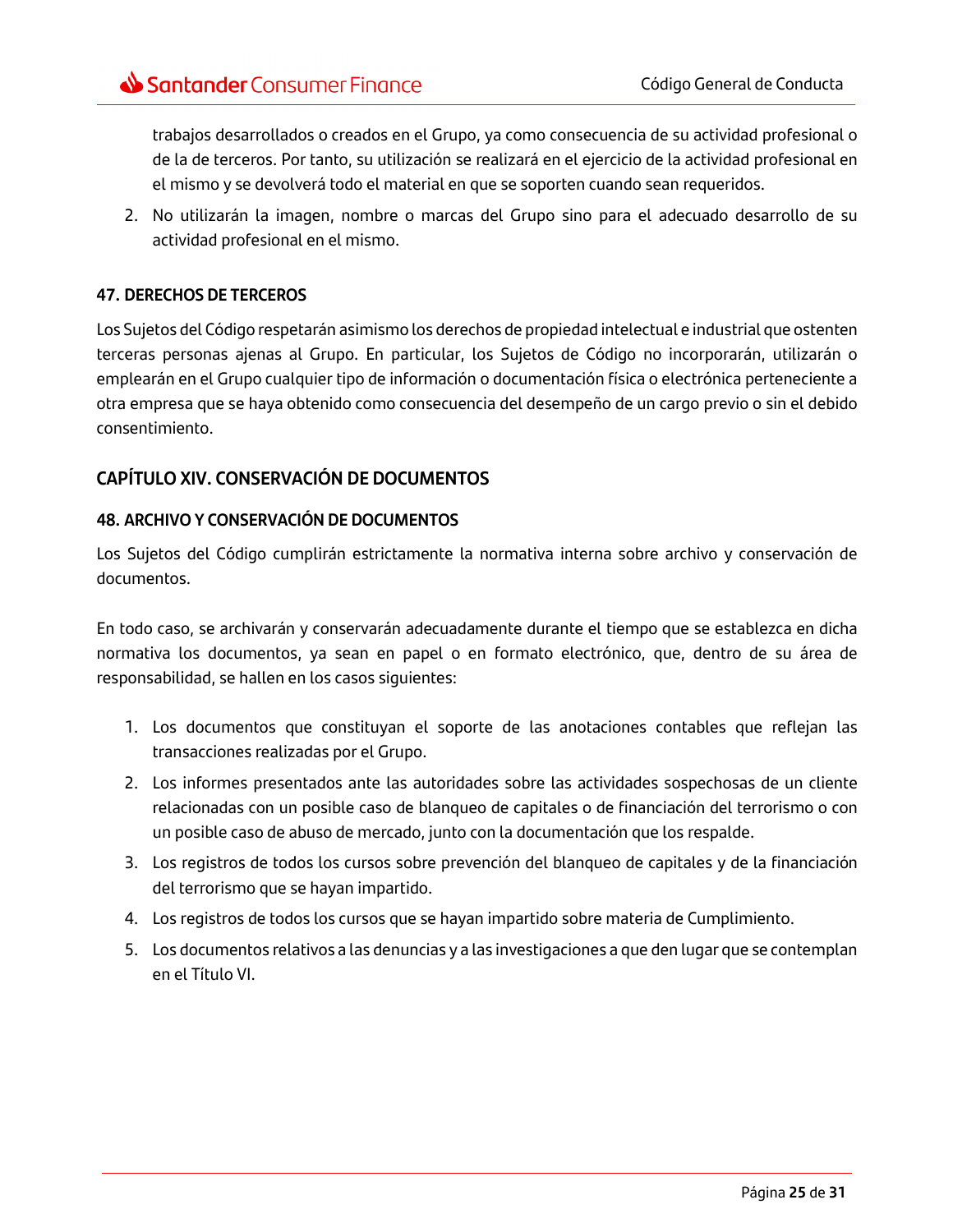trabajos desarrollados o creados en el Grupo, ya como consecuencia de su actividad profesional o de la de terceros. Por tanto, su utilización se realizará en el ejercicio de la actividad profesional en el mismo y se devolverá todo el material en que se soporten cuando sean requeridos.

2. No utilizarán la imagen, nombre o marcas del Grupo sino para el adecuado desarrollo de su actividad profesional en el mismo.

### 47. DERECHOS DE TERCEROS

Los Sujetos del Código respetarán asimismo los derechos de propiedad intelectual e industrial que ostenten terceras personas ajenas al Grupo. En particular, los Sujetos de Código no incorporarán, utilizarán o emplearán en el Grupo cualquier tipo de información o documentación física o electrónica perteneciente a otra empresa que se haya obtenido como consecuencia del desempeño de un cargo previo o sin el debido consentimiento.

## CAPÍTULO XIV. CONSERVACIÓN DE DOCUMENTOS

### 48. ARCHIVO Y CONSERVACIÓN DE DOCUMENTOS

Los Sujetos del Código cumplirán estrictamente la normativa interna sobre archivo y conservación de documentos.

En todo caso, se archivarán y conservarán adecuadamente durante el tiempo que se establezca en dicha normativa los documentos, ya sean en papel o en formato electrónico, que, dentro de su área de responsabilidad, se hallen en los casos siguientes:

1. Los documentos que constituyan el soporte de las anotaciones contables que reflejan las transacciones realizadas por el Grupo.
2. Los informes presentados ante las autoridades sobre las actividades sospechosas de un cliente relacionadas con un posible caso de blanqueo de capitales o de financiación del terrorismo o con un posible caso de abuso de mercado, junto con la documentación que los respalde.
3. Los registros de todos los cursos sobre prevención del blanqueo de capitales y de la financiación del terrorismo que se hayan impartido.
4. Los registros de todos los cursos que se hayan impartido sobre materia de Cumplimiento.
5. Los documentos relativos a las denuncias y a las investigaciones a que den lugar que se contemplan en el Título VI.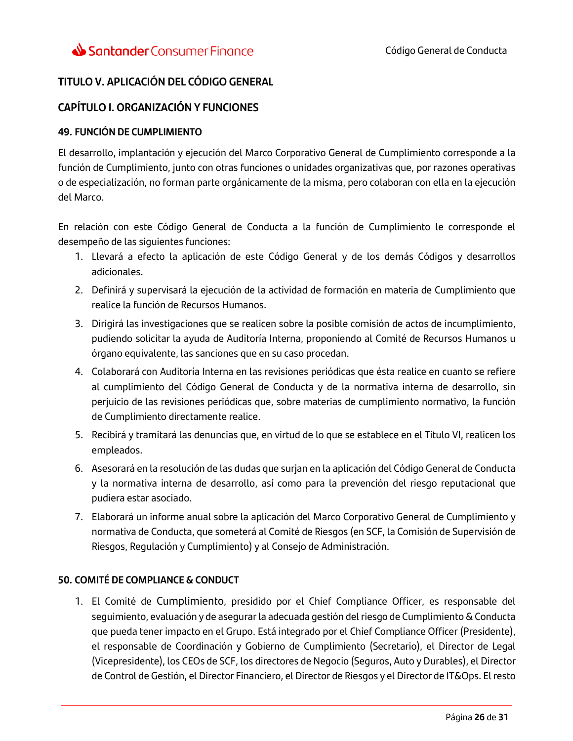# TITULO V. APLICACIÓN DEL CÓDIGO GENERAL

## CAPÍTULO I. ORGANIZACIÓN Y FUNCIONES

### 49. FUNCIÓN DE CUMPLIMIENTO

El desarrollo, implantación y ejecución del Marco Corporativo General de Cumplimiento corresponde a la función de Cumplimiento, junto con otras funciones o unidades organizativas que, por razones operativas o de especialización, no forman parte orgánicamente de la misma, pero colaboran con ella en la ejecución del Marco.

En relación con este Código General de Conducta a la función de Cumplimiento le corresponde el desempeño de las siguientes funciones:

1. Llevará a efecto la aplicación de este Código General y de los demás Códigos y desarrollos adicionales.
2. Definirá y supervisará la ejecución de la actividad de formación en materia de Cumplimiento que realice la función de Recursos Humanos.
3. Dirigirá las investigaciones que se realicen sobre la posible comisión de actos de incumplimiento, pudiendo solicitar la ayuda de Auditoría Interna, proponiendo al Comité de Recursos Humanos u órgano equivalente, las sanciones que en su caso procedan.
4. Colaborará con Auditoría Interna en las revisiones periódicas que ésta realice en cuanto se refiere al cumplimiento del Código General de Conducta y de la normativa interna de desarrollo, sin perjuicio de las revisiones periódicas que, sobre materias de cumplimiento normativo, la función de Cumplimiento directamente realice.
5. Recibirá y tramitará las denuncias que, en virtud de lo que se establece en el Título VI, realicen los empleados.
6. Asesorará en la resolución de las dudas que surjan en la aplicación del Código General de Conducta y la normativa interna de desarrollo, así como para la prevención del riesgo reputacional que pudiera estar asociado.
7. Elaborará un informe anual sobre la aplicación del Marco Corporativo General de Cumplimiento y normativa de Conducta, que someterá al Comité de Riesgos (en SCF, la Comisión de Supervisión de Riesgos, Regulación y Cumplimiento) y al Consejo de Administración.

### 50. COMITÉ DE COMPLIANCE & CONDUCT

1. El Comité de Cumplimiento, presidido por el Chief Compliance Officer, es responsable del seguimiento, evaluación y de asegurar la adecuada gestión del riesgo de Cumplimiento & Conducta que pueda tener impacto en el Grupo. Está integrado por el Chief Compliance Officer (Presidente), el responsable de Coordinación y Gobierno de Cumplimiento (Secretario), el Director de Legal (Vicepresidente), los CEOs de SCF, los directores de Negocio (Seguros, Auto y Durables), el Director de Control de Gestión, el Director Financiero, el Director de Riesgos y el Director de IT&Ops. El resto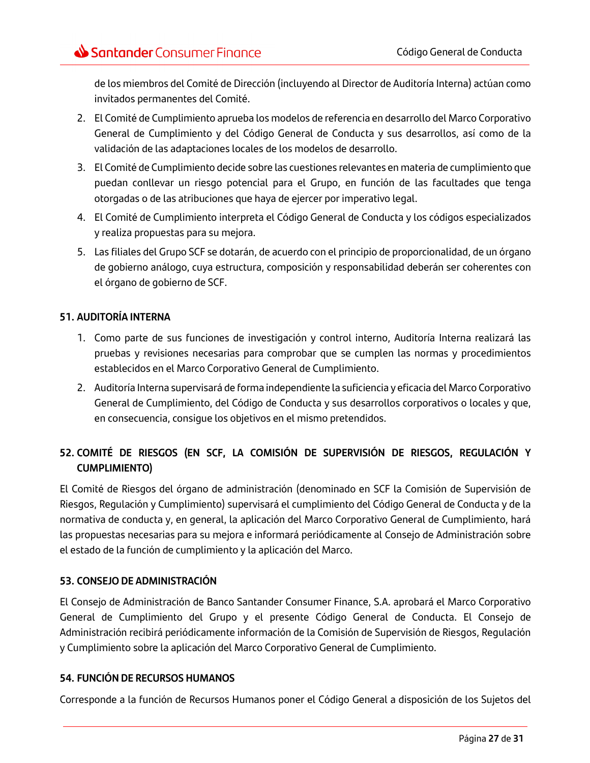de los miembros del Comité de Dirección (incluyendo al Director de Auditoría Interna) actúan como invitados permanentes del Comité.

2. El Comité de Cumplimiento aprueba los modelos de referencia en desarrollo del Marco Corporativo General de Cumplimiento y del Código General de Conducta y sus desarrollos, así como de la validación de las adaptaciones locales de los modelos de desarrollo.
3. El Comité de Cumplimiento decide sobre las cuestiones relevantes en materia de cumplimiento que puedan conllevar un riesgo potencial para el Grupo, en función de las facultades que tenga otorgadas o de las atribuciones que haya de ejercer por imperativo legal.
4. El Comité de Cumplimiento interpreta el Código General de Conducta y los códigos especializados y realiza propuestas para su mejora.
5. Las filiales del Grupo SCF se dotarán, de acuerdo con el principio de proporcionalidad, de un órgano de gobierno análogo, cuya estructura, composición y responsabilidad deberán ser coherentes con el órgano de gobierno de SCF.

## 51. AUDITORÍA INTERNA

1. Como parte de sus funciones de investigación y control interno, Auditoría Interna realizará las pruebas y revisiones necesarias para comprobar que se cumplen las normas y procedimientos establecidos en el Marco Corporativo General de Cumplimiento.
2. Auditoría Interna supervisará de forma independiente la suficiencia y eficacia del Marco Corporativo General de Cumplimiento, del Código de Conducta y sus desarrollos corporativos o locales y que, en consecuencia, consigue los objetivos en el mismo pretendidos.

## 52. COMITÉ DE RIESGOS (EN SCF, LA COMISIÓN DE SUPERVISIÓN DE RIESGOS, REGULACIÓN Y CUMPLIMIENTO)

El Comité de Riesgos del órgano de administración (denominado en SCF la Comisión de Supervisión de Riesgos, Regulación y Cumplimiento) supervisará el cumplimiento del Código General de Conducta y de la normativa de conducta y, en general, la aplicación del Marco Corporativo General de Cumplimiento, hará las propuestas necesarias para su mejora e informará periódicamente al Consejo de Administración sobre el estado de la función de cumplimiento y la aplicación del Marco.

## 53. CONSEJO DE ADMINISTRACIÓN

El Consejo de Administración de Banco Santander Consumer Finance, S.A. aprobará el Marco Corporativo General de Cumplimiento del Grupo y el presente Código General de Conducta. El Consejo de Administración recibirá periódicamente información de la Comisión de Supervisión de Riesgos, Regulación y Cumplimiento sobre la aplicación del Marco Corporativo General de Cumplimiento.

## 54. FUNCIÓN DE RECURSOS HUMANOS

Corresponde a la función de Recursos Humanos poner el Código General a disposición de los Sujetos del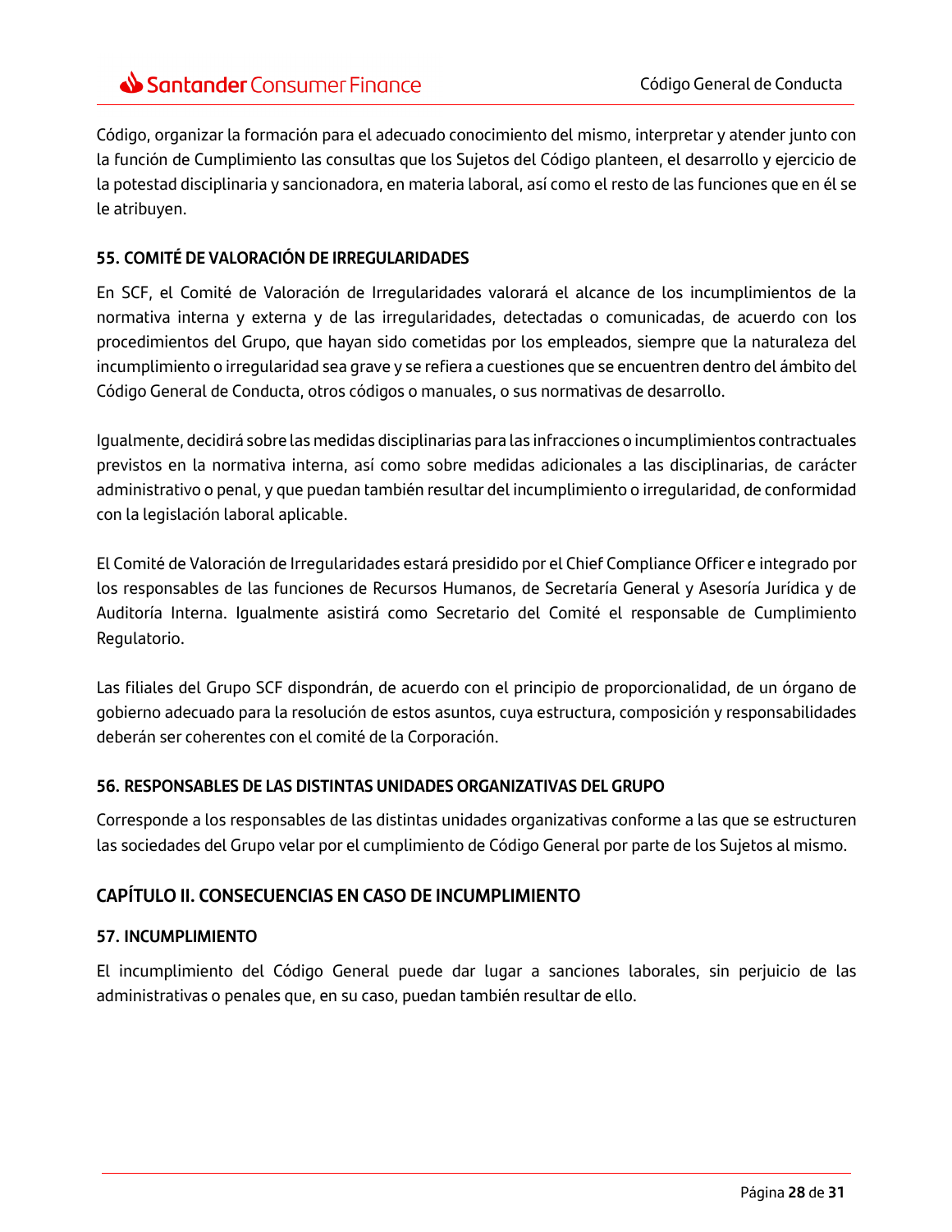Código, organizar la formación para el adecuado conocimiento del mismo, interpretar y atender junto con la función de Cumplimiento las consultas que los Sujetos del Código planteen, el desarrollo y ejercicio de la potestad disciplinaria y sancionadora, en materia laboral, así como el resto de las funciones que en él se le atribuyen.

### 55. COMITÉ DE VALORACIÓN DE IRREGULARIDADES

En SCF, el Comité de Valoración de Irregularidades valorará el alcance de los incumplimientos de la normativa interna y externa y de las irregularidades, detectadas o comunicadas, de acuerdo con los procedimientos del Grupo, que hayan sido cometidas por los empleados, siempre que la naturaleza del incumplimiento o irregularidad sea grave y se refiera a cuestiones que se encuentren dentro del ámbito del Código General de Conducta, otros códigos o manuales, o sus normativas de desarrollo.

Igualmente, decidirá sobre las medidas disciplinarias para las infracciones o incumplimientos contractuales previstos en la normativa interna, así como sobre medidas adicionales a las disciplinarias, de carácter administrativo o penal, y que puedan también resultar del incumplimiento o irregularidad, de conformidad con la legislación laboral aplicable.

El Comité de Valoración de Irregularidades estará presidido por el Chief Compliance Officer e integrado por los responsables de las funciones de Recursos Humanos, de Secretaría General y Asesoría Jurídica y de Auditoría Interna. Igualmente asistirá como Secretario del Comité el responsable de Cumplimiento Regulatorio.

Las filiales del Grupo SCF dispondrán, de acuerdo con el principio de proporcionalidad, de un órgano de gobierno adecuado para la resolución de estos asuntos, cuya estructura, composición y responsabilidades deberán ser coherentes con el comité de la Corporación.

### 56. RESPONSABLES DE LAS DISTINTAS UNIDADES ORGANIZATIVAS DEL GRUPO

Corresponde a los responsables de las distintas unidades organizativas conforme a las que se estructuren las sociedades del Grupo velar por el cumplimiento de Código General por parte de los Sujetos al mismo.

## CAPÍTULO II. CONSECUENCIAS EN CASO DE INCUMPLIMIENTO

### 57. INCUMPLIMIENTO

El incumplimiento del Código General puede dar lugar a sanciones laborales, sin perjuicio de las administrativas o penales que, en su caso, puedan también resultar de ello.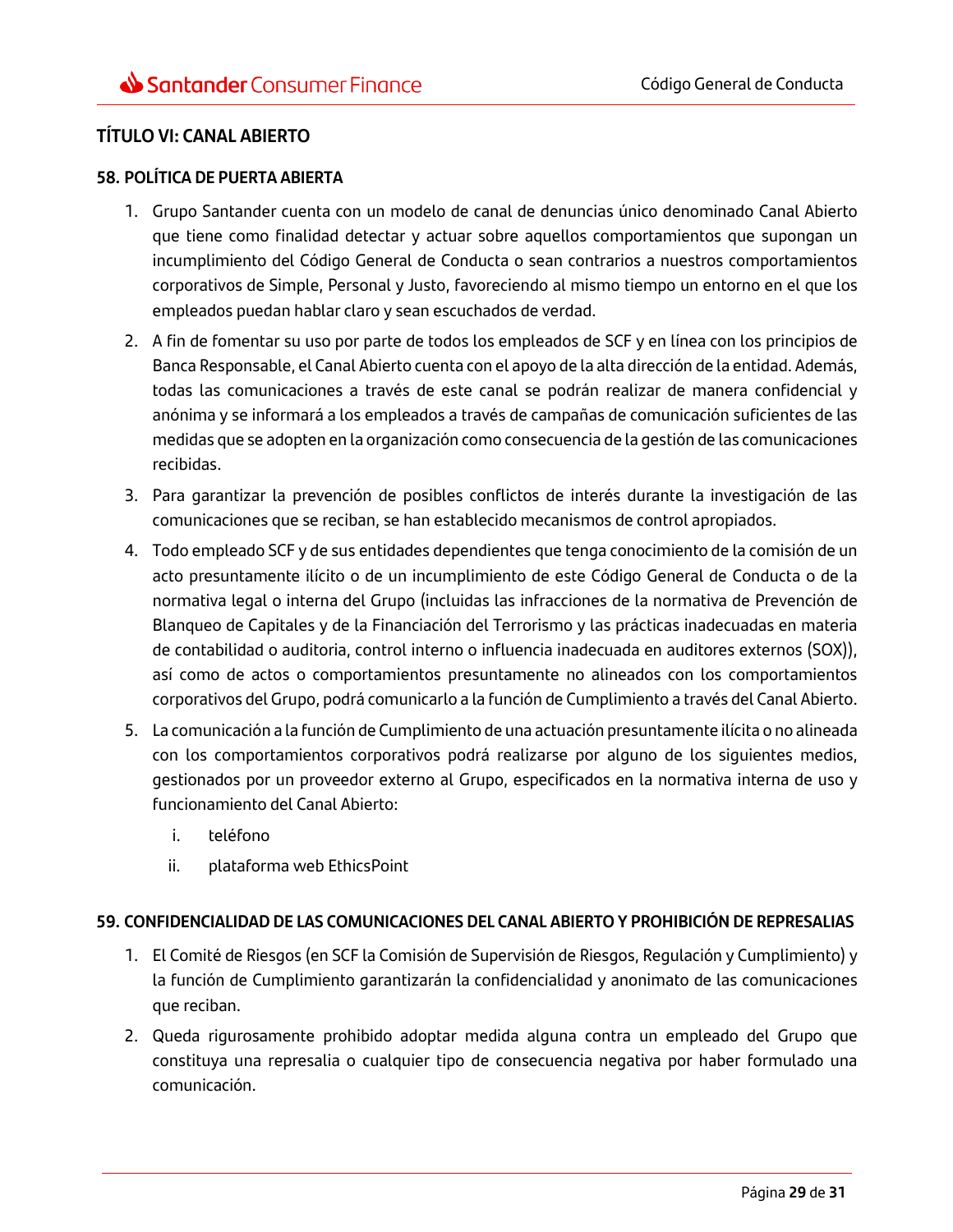## TÍTULO VI: CANAL ABIERTO

### 58. POLÍTICA DE PUERTA ABIERTA

1. Grupo Santander cuenta con un modelo de canal de denuncias único denominado Canal Abierto que tiene como finalidad detectar y actuar sobre aquellos comportamientos que supongan un incumplimiento del Código General de Conducta o sean contrarios a nuestros comportamientos corporativos de Simple, Personal y Justo, favoreciendo al mismo tiempo un entorno en el que los empleados puedan hablar claro y sean escuchados de verdad.
2. A fin de fomentar su uso por parte de todos los empleados de SCF y en línea con los principios de Banca Responsable, el Canal Abierto cuenta con el apoyo de la alta dirección de la entidad. Además, todas las comunicaciones a través de este canal se podrán realizar de manera confidencial y anónima y se informará a los empleados a través de campañas de comunicación suficientes de las medidas que se adopten en la organización como consecuencia de la gestión de las comunicaciones recibidas.
3. Para garantizar la prevención de posibles conflictos de interés durante la investigación de las comunicaciones que se reciban, se han establecido mecanismos de control apropiados.
4. Todo empleado SCF y de sus entidades dependientes que tenga conocimiento de la comisión de un acto presuntamente ilícito o de un incumplimiento de este Código General de Conducta o de la normativa legal o interna del Grupo (incluidas las infracciones de la normativa de Prevención de Blanqueo de Capitales y de la Financiación del Terrorismo y las prácticas inadecuadas en materia de contabilidad o auditoria, control interno o influencia inadecuada en auditores externos (SOX)), así como de actos o comportamientos presuntamente no alineados con los comportamientos corporativos del Grupo, podrá comunicarlo a la función de Cumplimiento a través del Canal Abierto.
5. La comunicación a la función de Cumplimiento de una actuación presuntamente ilícita o no alineada con los comportamientos corporativos podrá realizarse por alguno de los siguientes medios, gestionados por un proveedor externo al Grupo, especificados en la normativa interna de uso y funcionamiento del Canal Abierto:
   i. teléfono
   ii. plataforma web EthicsPoint

### 59. CONFIDENCIALIDAD DE LAS COMUNICACIONES DEL CANAL ABIERTO Y PROHIBICIÓN DE REPRESALIAS

1. El Comité de Riesgos (en SCF la Comisión de Supervisión de Riesgos, Regulación y Cumplimiento) y la función de Cumplimiento garantizarán la confidencialidad y anonimato de las comunicaciones que reciban.
2. Queda rigurosamente prohibido adoptar medida alguna contra un empleado del Grupo que constituya una represalia o cualquier tipo de consecuencia negativa por haber formulado una comunicación.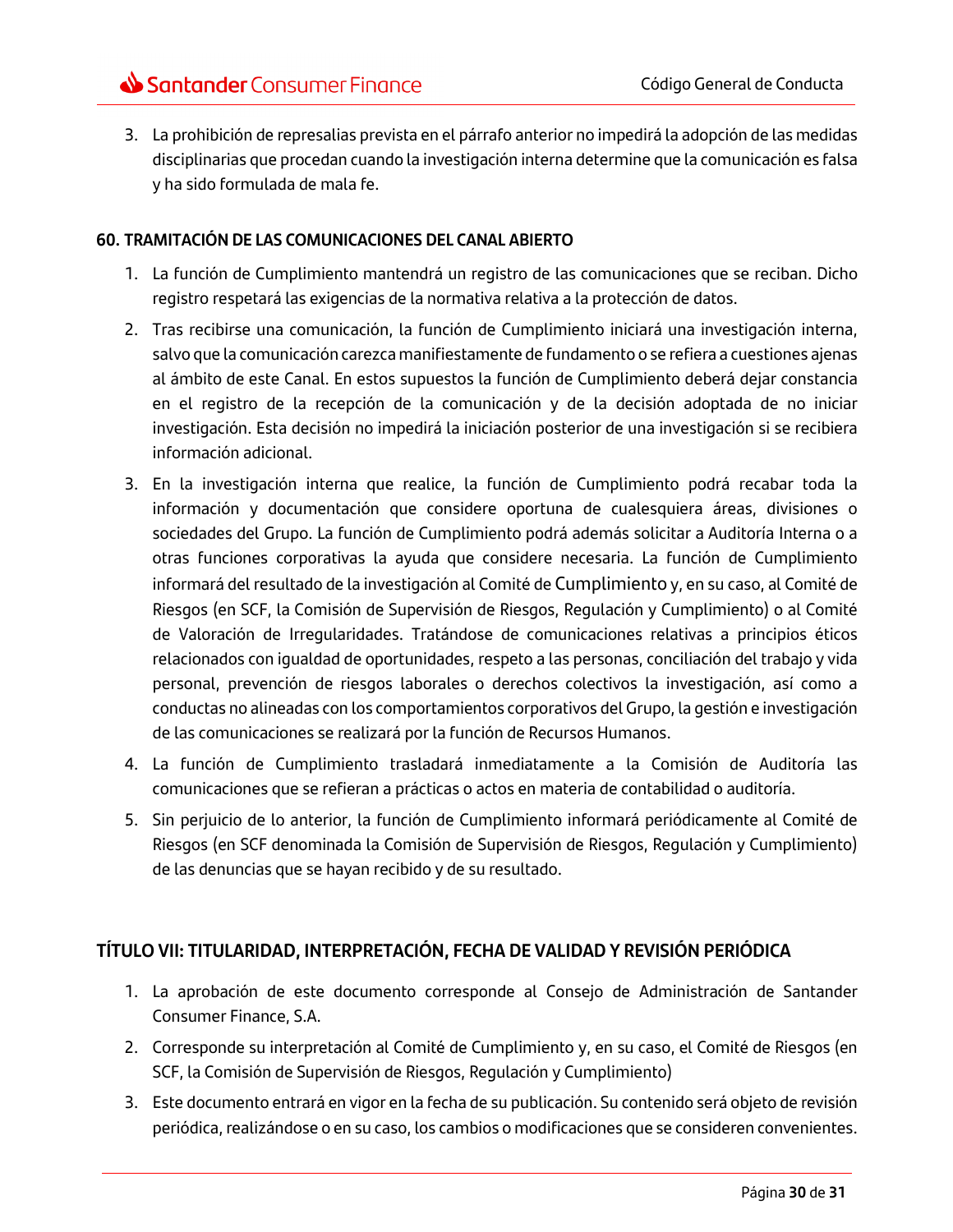3. La prohibición de represalias prevista en el párrafo anterior no impedirá la adopción de las medidas disciplinarias que procedan cuando la investigación interna determine que la comunicación es falsa y ha sido formulada de mala fe.

### 60. TRAMITACIÓN DE LAS COMUNICACIONES DEL CANAL ABIERTO

1. La función de Cumplimiento mantendrá un registro de las comunicaciones que se reciban. Dicho registro respetará las exigencias de la normativa relativa a la protección de datos.
2. Tras recibirse una comunicación, la función de Cumplimiento iniciará una investigación interna, salvo que la comunicación carezca manifiestamente de fundamento o se refiera a cuestiones ajenas al ámbito de este Canal. En estos supuestos la función de Cumplimiento deberá dejar constancia en el registro de la recepción de la comunicación y de la decisión adoptada de no iniciar investigación. Esta decisión no impedirá la iniciación posterior de una investigación si se recibiera información adicional.
3. En la investigación interna que realice, la función de Cumplimiento podrá recabar toda la información y documentación que considere oportuna de cualesquiera áreas, divisiones o sociedades del Grupo. La función de Cumplimiento podrá además solicitar a Auditoría Interna o a otras funciones corporativas la ayuda que considere necesaria. La función de Cumplimiento informará del resultado de la investigación al Comité de Cumplimiento y, en su caso, al Comité de Riesgos (en SCF, la Comisión de Supervisión de Riesgos, Regulación y Cumplimiento) o al Comité de Valoración de Irregularidades. Tratándose de comunicaciones relativas a principios éticos relacionados con igualdad de oportunidades, respeto a las personas, conciliación del trabajo y vida personal, prevención de riesgos laborales o derechos colectivos la investigación, así como a conductas no alineadas con los comportamientos corporativos del Grupo, la gestión e investigación de las comunicaciones se realizará por la función de Recursos Humanos.
4. La función de Cumplimiento trasladará inmediatamente a la Comisión de Auditoría las comunicaciones que se refieran a prácticas o actos en materia de contabilidad o auditoría.
5. Sin perjuicio de lo anterior, la función de Cumplimiento informará periódicamente al Comité de Riesgos (en SCF denominada la Comisión de Supervisión de Riesgos, Regulación y Cumplimiento) de las denuncias que se hayan recibido y de su resultado.

## TÍTULO VII: TITULARIDAD, INTERPRETACIÓN, FECHA DE VALIDAD Y REVISIÓN PERIÓDICA

1. La aprobación de este documento corresponde al Consejo de Administración de Santander Consumer Finance, S.A.
2. Corresponde su interpretación al Comité de Cumplimiento y, en su caso, el Comité de Riesgos (en SCF, la Comisión de Supervisión de Riesgos, Regulación y Cumplimiento)
3. Este documento entrará en vigor en la fecha de su publicación. Su contenido será objeto de revisión periódica, realizándose o en su caso, los cambios o modificaciones que se consideren convenientes.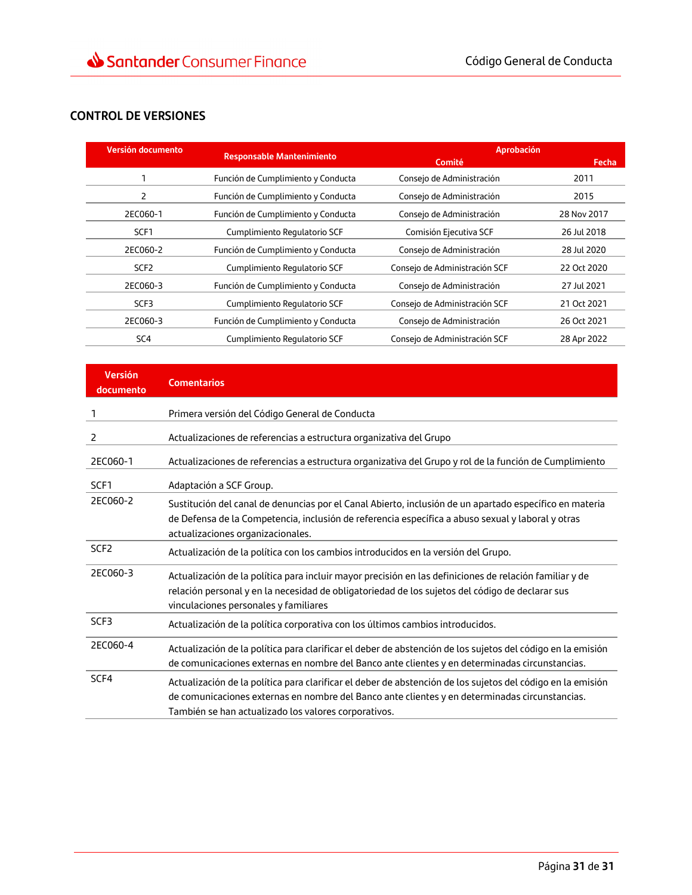## CONTROL DE VERSIONES

| Versión documento | Responsable Mantenimiento | Aprobación | |
|---|---|---|---|
| | | Comité | Fecha |
| 1 | Función de Cumplimiento y Conducta | Consejo de Administración | 2011 |
| 2 | Función de Cumplimiento y Conducta | Consejo de Administración | 2015 |
| 2EC060-1 | Función de Cumplimiento y Conducta | Consejo de Administración | 28 Nov 2017 |
| SCF1 | Cumplimiento Regulatorio SCF | Comisión Ejecutiva SCF | 26 Jul 2018 |
| 2EC060-2 | Función de Cumplimiento y Conducta | Consejo de Administración | 28 Jul 2020 |
| SCF2 | Cumplimiento Regulatorio SCF | Consejo de Administración SCF | 22 Oct 2020 |
| 2EC060-3 | Función de Cumplimiento y Conducta | Consejo de Administración | 27 Jul 2021 |
| SCF3 | Cumplimiento Regulatorio SCF | Consejo de Administración SCF | 21 Oct 2021 |
| 2EC060-3 | Función de Cumplimiento y Conducta | Consejo de Administración | 26 Oct 2021 |
| SC4 | Cumplimiento Regulatorio SCF | Consejo de Administración SCF | 28 Apr 2022 |

| Versión documento | Comentarios |
|---|---|
| 1 | Primera versión del Código General de Conducta |
| 2 | Actualizaciones de referencias a estructura organizativa del Grupo |
| 2EC060-1 | Actualizaciones de referencias a estructura organizativa del Grupo y rol de la función de Cumplimiento |
| SCF1 | Adaptación a SCF Group. |
| 2EC060-2 | Sustitución del canal de denuncias por el Canal Abierto, inclusión de un apartado específico en materia de Defensa de la Competencia, inclusión de referencia específica a abuso sexual y laboral y otras actualizaciones organizacionales. |
| SCF2 | Actualización de la política con los cambios introducidos en la versión del Grupo. |
| 2EC060-3 | Actualización de la política para incluir mayor precisión en las definiciones de relación familiar y de relación personal y en la necesidad de obligatoriedad de los sujetos del código de declarar sus vinculaciones personales y familiares |
| SCF3 | Actualización de la política corporativa con los últimos cambios introducidos. |
| 2EC060-4 | Actualización de la política para clarificar el deber de abstención de los sujetos del código en la emisión de comunicaciones externas en nombre del Banco ante clientes y en determinadas circunstancias. |
| SCF4 | Actualización de la política para clarificar el deber de abstención de los sujetos del código en la emisión de comunicaciones externas en nombre del Banco ante clientes y en determinadas circunstancias. También se han actualizado los valores corporativos. |